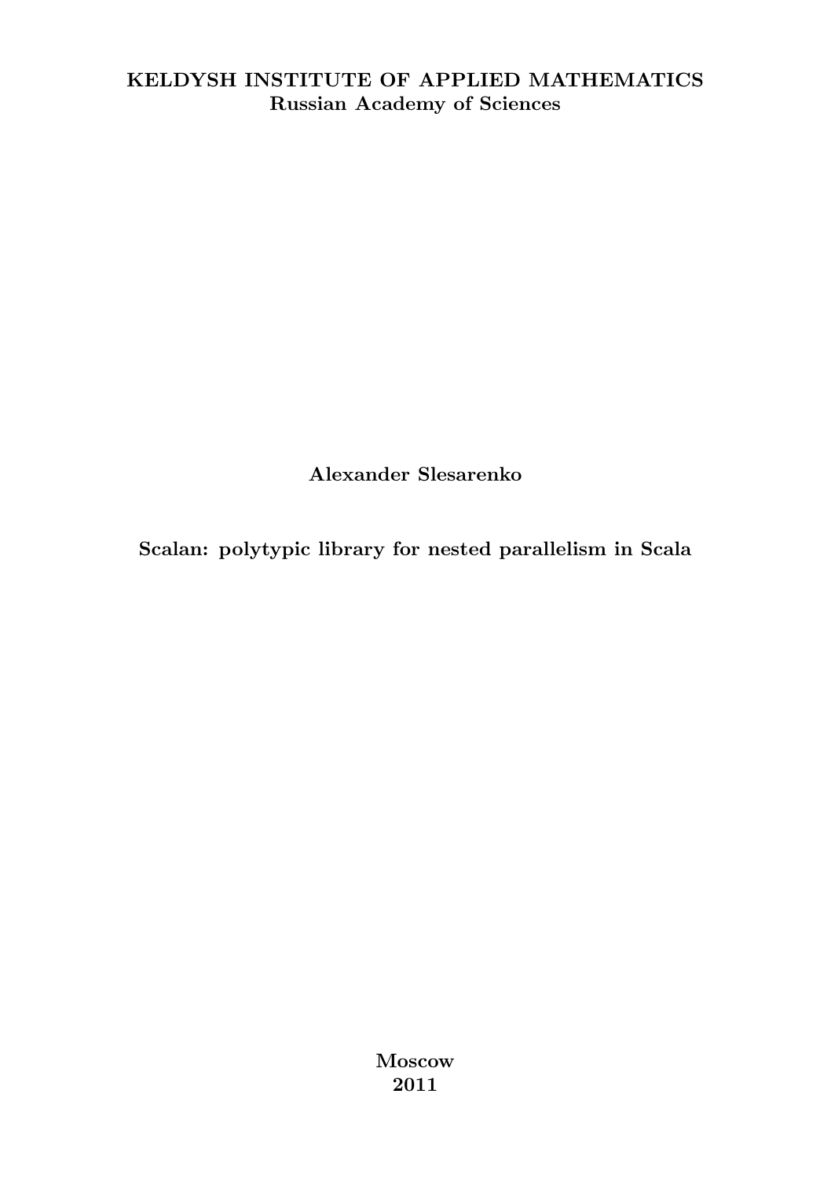**KELDYSH INSTITUTE OF APPLIED MATHEMATICS**
**Russian Academy of Sciences**

**Alexander Slesarenko**

# Scalan: polytypic library for nested parallelism in Scala

**Moscow**
**2011**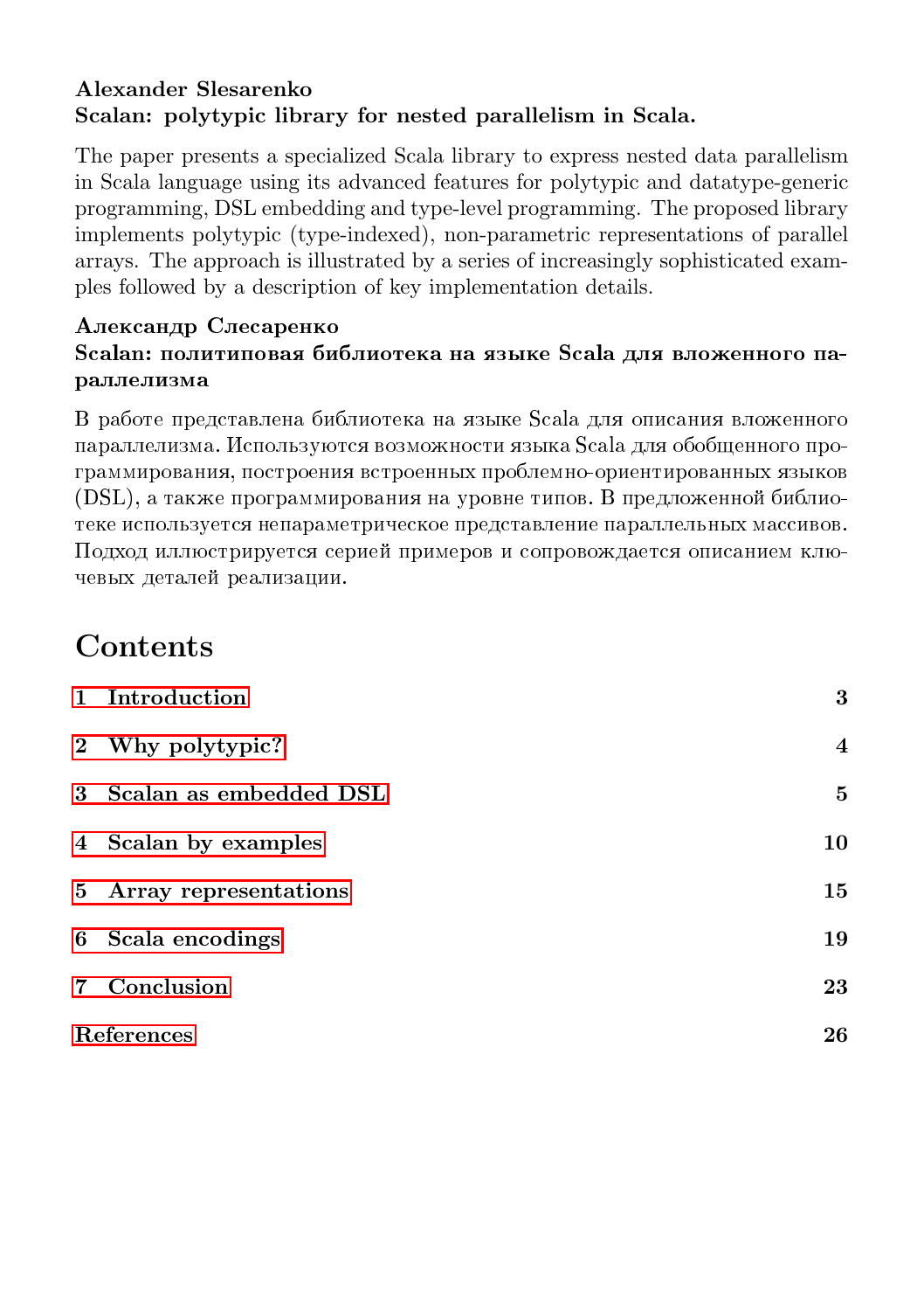**Alexander Slesarenko**
**Scalan: polytypic library for nested parallelism in Scala.**

The paper presents a specialized Scala library to express nested data parallelism in Scala language using its advanced features for polytypic and datatype-generic programming, DSL embedding and type-level programming. The proposed library implements polytypic (type-indexed), non-parametric representations of parallel arrays. The approach is illustrated by a series of increasingly sophisticated examples followed by a description of key implementation details.

**Александр Слесаренко**
**Scalan: политиповая библиотека на языке Scala для вложенного параллелизма**

В работе представлена библиотека на языке Scala для описания вложенного параллелизма. Используются возможности языка Scala для обобщенного программирования, построения встроенных проблемно-ориентированных языков (DSL), а также программирования на уровне типов. В предложенной библиотеке используется непараметрическое представление параллельных массивов. Подход иллюстрируется серией примеров и сопровождается описанием ключевых деталей реализации.

# Contents

| | |
|---|---|
| **1 Introduction** | **3** |
| **2 Why polytypic?** | **4** |
| **3 Scalan as embedded DSL** | **5** |
| **4 Scalan by examples** | **10** |
| **5 Array representations** | **15** |
| **6 Scala encodings** | **19** |
| **7 Conclusion** | **23** |
| **References** | **26** |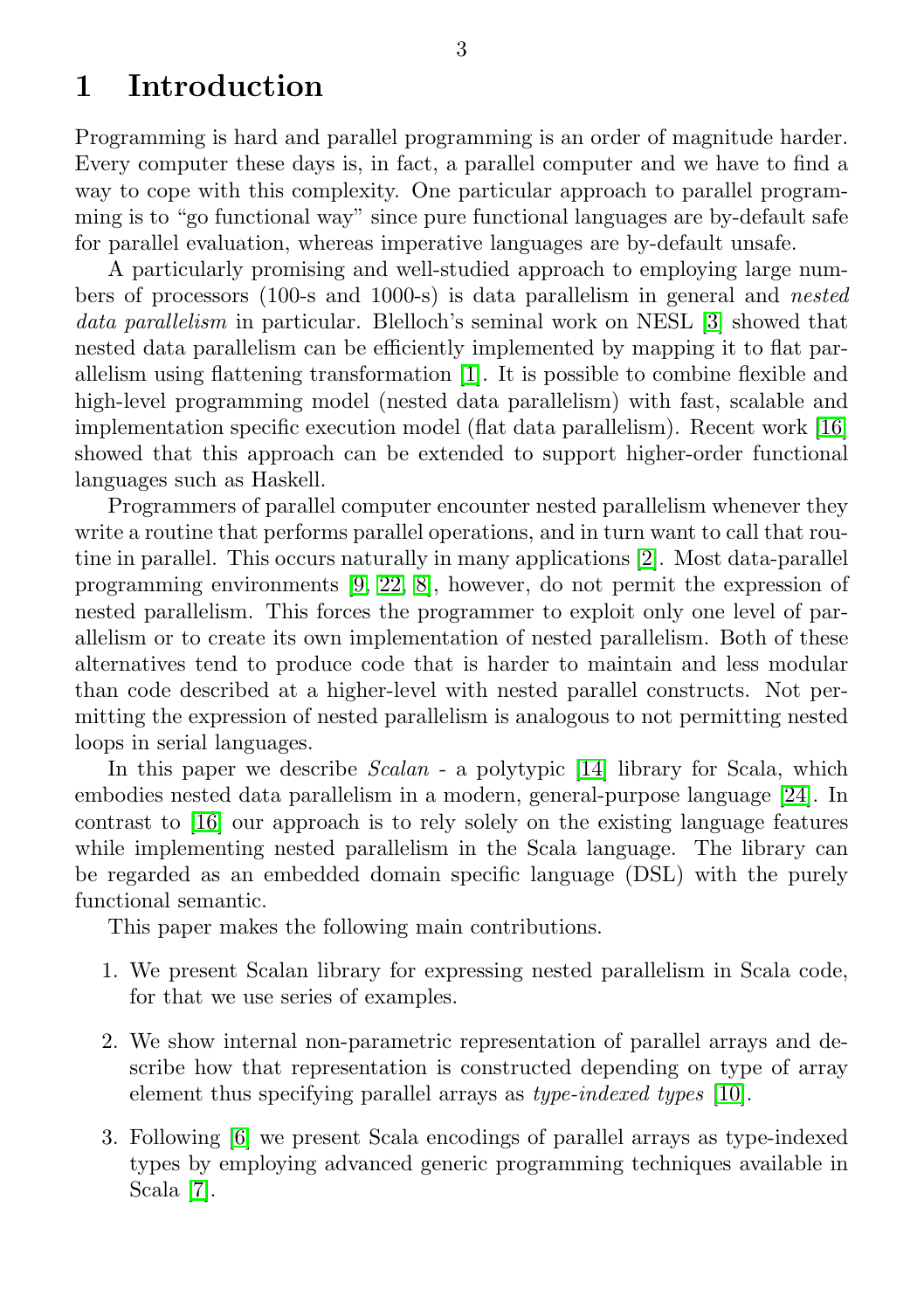# 1 Introduction

Programming is hard and parallel programming is an order of magnitude harder. Every computer these days is, in fact, a parallel computer and we have to find a way to cope with this complexity. One particular approach to parallel programming is to "go functional way" since pure functional languages are by-default safe for parallel evaluation, whereas imperative languages are by-default unsafe.

A particularly promising and well-studied approach to employing large numbers of processors (100-s and 1000-s) is data parallelism in general and *nested data parallelism* in particular. Blelloch's seminal work on NESL [3] showed that nested data parallelism can be efficiently implemented by mapping it to flat parallelism using flattening transformation [1]. It is possible to combine flexible and high-level programming model (nested data parallelism) with fast, scalable and implementation specific execution model (flat data parallelism). Recent work [16] showed that this approach can be extended to support higher-order functional languages such as Haskell.

Programmers of parallel computer encounter nested parallelism whenever they write a routine that performs parallel operations, and in turn want to call that routine in parallel. This occurs naturally in many applications [2]. Most data-parallel programming environments [9, 22, 8], however, do not permit the expression of nested parallelism. This forces the programmer to exploit only one level of parallelism or to create its own implementation of nested parallelism. Both of these alternatives tend to produce code that is harder to maintain and less modular than code described at a higher-level with nested parallel constructs. Not permitting the expression of nested parallelism is analogous to not permitting nested loops in serial languages.

In this paper we describe *Scalan* - a polytypic [14] library for Scala, which embodies nested data parallelism in a modern, general-purpose language [24]. In contrast to [16] our approach is to rely solely on the existing language features while implementing nested parallelism in the Scala language. The library can be regarded as an embedded domain specific language (DSL) with the purely functional semantic.

This paper makes the following main contributions.

1. We present Scalan library for expressing nested parallelism in Scala code, for that we use series of examples.

2. We show internal non-parametric representation of parallel arrays and describe how that representation is constructed depending on type of array element thus specifying parallel arrays as *type-indexed types* [10].

3. Following [6] we present Scala encodings of parallel arrays as type-indexed types by employing advanced generic programming techniques available in Scala [7].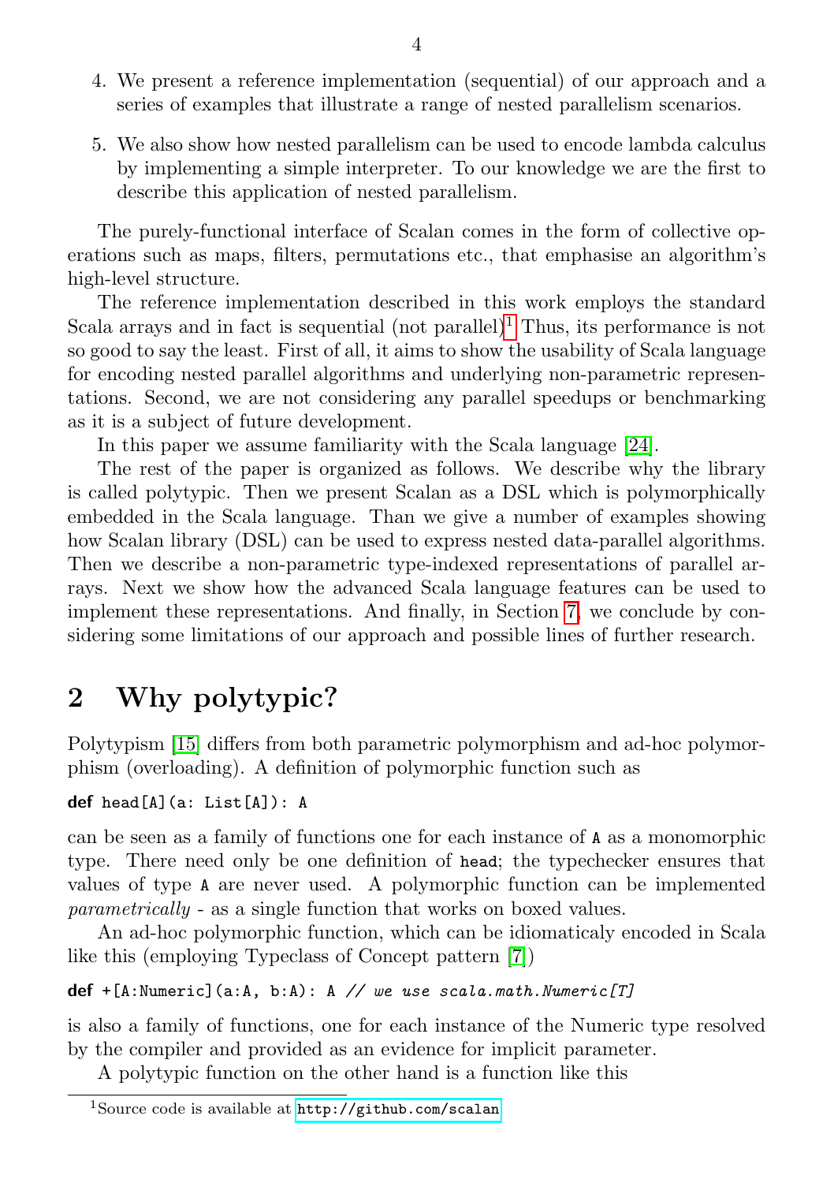4. We present a reference implementation (sequential) of our approach and a series of examples that illustrate a range of nested parallelism scenarios.

5. We also show how nested parallelism can be used to encode lambda calculus by implementing a simple interpreter. To our knowledge we are the first to describe this application of nested parallelism.

The purely-functional interface of Scalan comes in the form of collective operations such as maps, filters, permutations etc., that emphasise an algorithm's high-level structure.

The reference implementation described in this work employs the standard Scala arrays and in fact is sequential (not parallel)[1] Thus, its performance is not so good to say the least. First of all, it aims to show the usability of Scala language for encoding nested parallel algorithms and underlying non-parametric representations. Second, we are not considering any parallel speedups or benchmarking as it is a subject of future development.

In this paper we assume familiarity with the Scala language [24].

The rest of the paper is organized as follows. We describe why the library is called polytypic. Then we present Scalan as a DSL which is polymorphically embedded in the Scala language. Than we give a number of examples showing how Scalan library (DSL) can be used to express nested data-parallel algorithms. Then we describe a non-parametric type-indexed representations of parallel arrays. Next we show how the advanced Scala language features can be used to implement these representations. And finally, in Section 7, we conclude by considering some limitations of our approach and possible lines of further research.

## 2 Why polytypic?

Polytypism [15] differs from both parametric polymorphism and ad-hoc polymorphism (overloading). A definition of polymorphic function such as

```
def head[A](a: List[A]): A
```

can be seen as a family of functions one for each instance of `A` as a monomorphic type. There need only be one definition of `head`; the typechecker ensures that values of type `A` are never used. A polymorphic function can be implemented *parametrically* - as a single function that works on boxed values.

An ad-hoc polymorphic function, which can be idiomaticaly encoded in Scala like this (employing Typeclass of Concept pattern [7])

```
def +[A:Numeric](a:A, b:A): A // we use scala.math.Numeric[T]
```

is also a family of functions, one for each instance of the Numeric type resolved by the compiler and provided as an evidence for implicit parameter.

A polytypic function on the other hand is a function like this

[1] Source code is available at http://github.com/scalan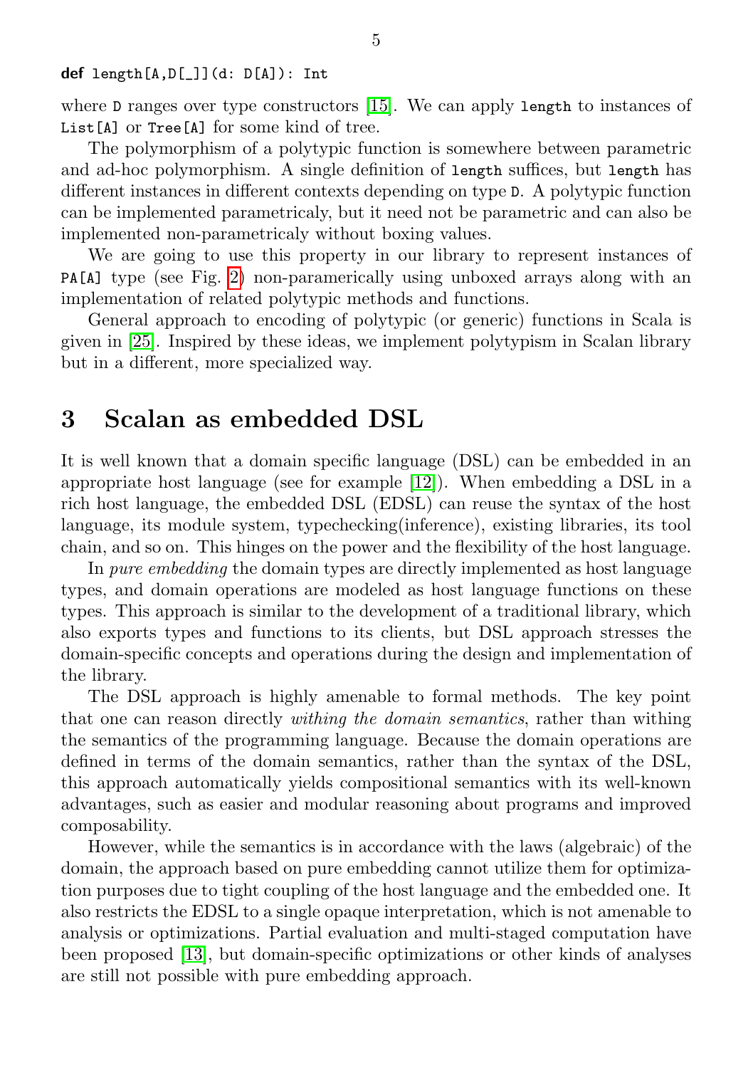```
def length[A,D[_]](d: D[A]): Int
```

where D ranges over type constructors [15]. We can apply length to instances of List[A] or Tree[A] for some kind of tree.

The polymorphism of a polytypic function is somewhere between parametric and ad-hoc polymorphism. A single definition of length suffices, but length has different instances in different contexts depending on type D. A polytypic function can be implemented parametricaly, but it need not be parametric and can also be implemented non-parametricaly without boxing values.

We are going to use this property in our library to represent instances of PA[A] type (see Fig. 2) non-paramerically using unboxed arrays along with an implementation of related polytypic methods and functions.

General approach to encoding of polytypic (or generic) functions in Scala is given in [25]. Inspired by these ideas, we implement polytypism in Scalan library but in a different, more specialized way.

# 3 Scalan as embedded DSL

It is well known that a domain specific language (DSL) can be embedded in an appropriate host language (see for example [12]). When embedding a DSL in a rich host language, the embedded DSL (EDSL) can reuse the syntax of the host language, its module system, typechecking(inference), existing libraries, its tool chain, and so on. This hinges on the power and the flexibility of the host language.

In *pure embedding* the domain types are directly implemented as host language types, and domain operations are modeled as host language functions on these types. This approach is similar to the development of a traditional library, which also exports types and functions to its clients, but DSL approach stresses the domain-specific concepts and operations during the design and implementation of the library.

The DSL approach is highly amenable to formal methods. The key point that one can reason directly *withing the domain semantics*, rather than withing the semantics of the programming language. Because the domain operations are defined in terms of the domain semantics, rather than the syntax of the DSL, this approach automatically yields compositional semantics with its well-known advantages, such as easier and modular reasoning about programs and improved composability.

However, while the semantics is in accordance with the laws (algebraic) of the domain, the approach based on pure embedding cannot utilize them for optimization purposes due to tight coupling of the host language and the embedded one. It also restricts the EDSL to a single opaque interpretation, which is not amenable to analysis or optimizations. Partial evaluation and multi-staged computation have been proposed [13], but domain-specific optimizations or other kinds of analyses are still not possible with pure embedding approach.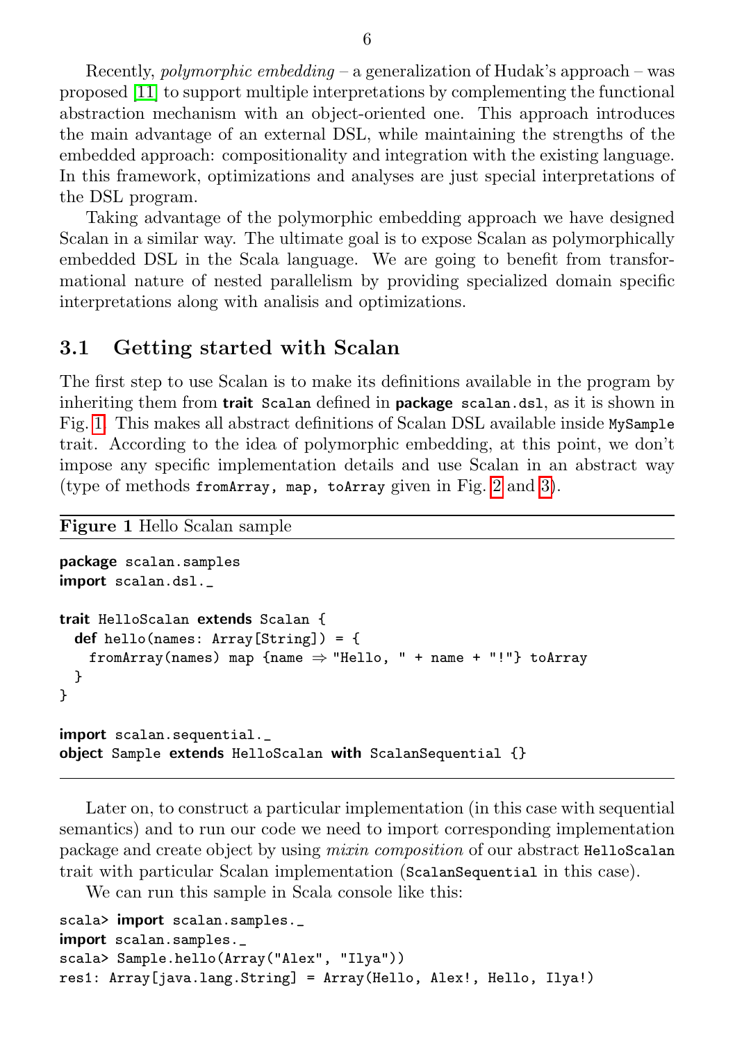Recently, *polymorphic embedding* – a generalization of Hudak's approach – was proposed [11] to support multiple interpretations by complementing the functional abstraction mechanism with an object-oriented one. This approach introduces the main advantage of an external DSL, while maintaining the strengths of the embedded approach: compositionality and integration with the existing language. In this framework, optimizations and analyses are just special interpretations of the DSL program.

Taking advantage of the polymorphic embedding approach we have designed Scalan in a similar way. The ultimate goal is to expose Scalan as polymorphically embedded DSL in the Scala language. We are going to benefit from transformational nature of nested parallelism by providing specialized domain specific interpretations along with analisis and optimizations.

## 3.1 Getting started with Scalan

The first step to use Scalan is to make its definitions available in the program by inheriting them from **trait** `Scalan` defined in **package** `scalan.dsl`, as it is shown in Fig. 1. This makes all abstract definitions of Scalan DSL available inside `MySample` trait. According to the idea of polymorphic embedding, at this point, we don't impose any specific implementation details and use Scalan in an abstract way (type of methods `fromArray, map, toArray` given in Fig. 2 and 3).

**Figure 1** Hello Scalan sample

```
package scalan.samples
import scalan.dsl._

trait HelloScalan extends Scalan {
  def hello(names: Array[String]) = {
    fromArray(names) map {name ⇒ "Hello, " + name + "!"} toArray
  }
}

import scalan.sequential._
object Sample extends HelloScalan with ScalanSequential {}
```

Later on, to construct a particular implementation (in this case with sequential semantics) and to run our code we need to import corresponding implementation package and create object by using *mixin composition* of our abstract `HelloScalan` trait with particular Scalan implementation (`ScalanSequential` in this case).

We can run this sample in Scala console like this:

```
scala> import scalan.samples._
import scalan.samples._
scala> Sample.hello(Array("Alex", "Ilya"))
res1: Array[java.lang.String] = Array(Hello, Alex!, Hello, Ilya!)
```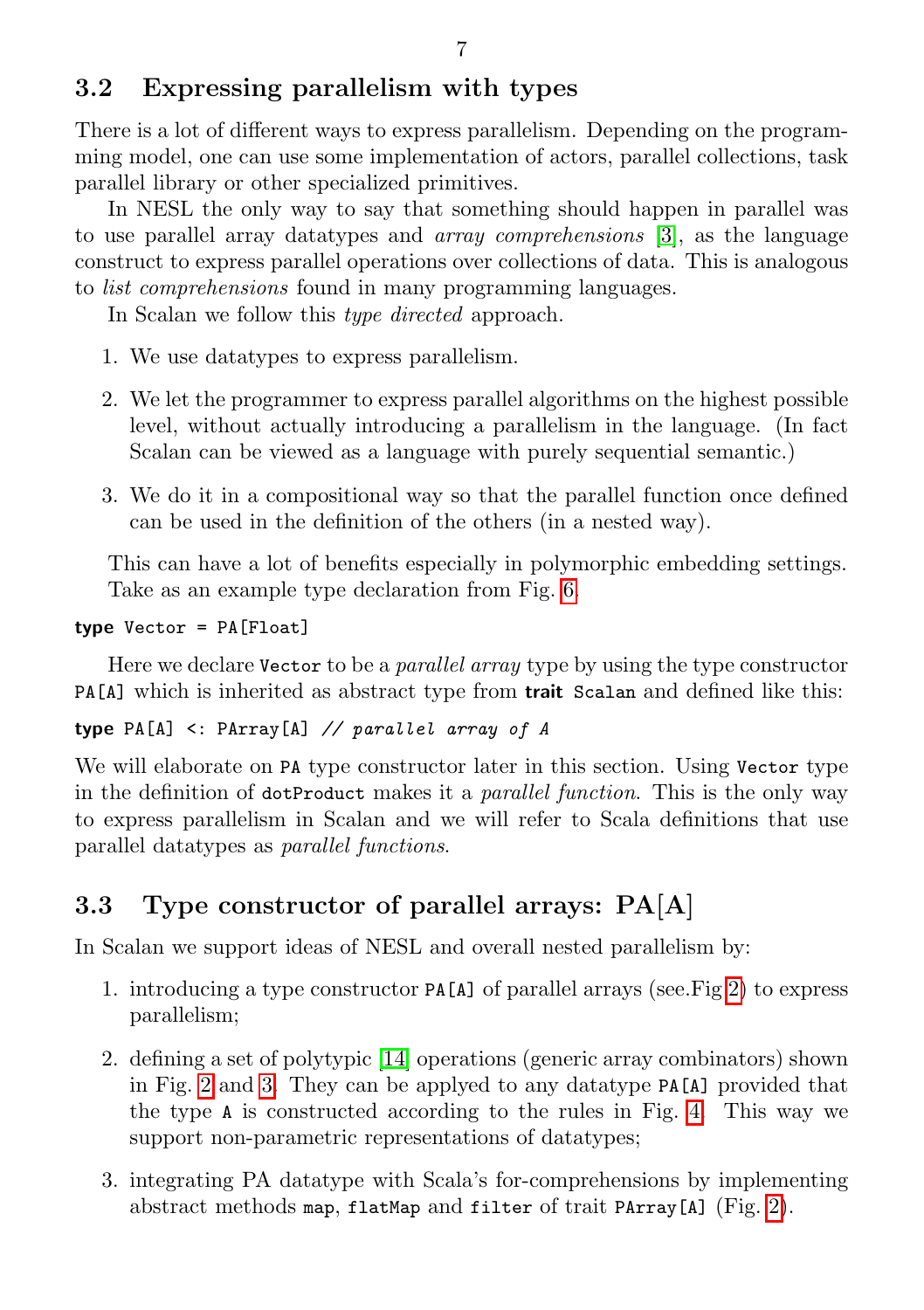## 3.2 Expressing parallelism with types

There is a lot of different ways to express parallelism. Depending on the programming model, one can use some implementation of actors, parallel collections, task parallel library or other specialized primitives.

In NESL the only way to say that something should happen in parallel was to use parallel array datatypes and *array comprehensions* [3], as the language construct to express parallel operations over collections of data. This is analogous to *list comprehensions* found in many programming languages.

In Scalan we follow this *type directed* approach.

1. We use datatypes to express parallelism.
2. We let the programmer to express parallel algorithms on the highest possible level, without actually introducing a parallelism in the language. (In fact Scalan can be viewed as a language with purely sequential semantic.)
3. We do it in a compositional way so that the parallel function once defined can be used in the definition of the others (in a nested way).

This can have a lot of benefits especially in polymorphic embedding settings. Take as an example type declaration from Fig. 6.

```
type Vector = PA[Float]
```

Here we declare `Vector` to be a *parallel array* type by using the type constructor `PA[A]` which is inherited as abstract type from **trait** `Scalan` and defined like this:

```
type PA[A] <: PArray[A] // parallel array of A
```

We will elaborate on `PA` type constructor later in this section. Using `Vector` type in the definition of `dotProduct` makes it a *parallel function*. This is the only way to express parallelism in Scalan and we will refer to Scala definitions that use parallel datatypes as *parallel functions*.

## 3.3 Type constructor of parallel arrays: PA[A]

In Scalan we support ideas of NESL and overall nested parallelism by:

1. introducing a type constructor `PA[A]` of parallel arrays (see.Fig 2) to express parallelism;
2. defining a set of polytypic [14] operations (generic array combinators) shown in Fig. 2 and 3. They can be applyed to any datatype `PA[A]` provided that the type `A` is constructed according to the rules in Fig. 4. This way we support non-parametric representations of datatypes;
3. integrating PA datatype with Scala's for-comprehensions by implementing abstract methods `map`, `flatMap` and `filter` of trait `PArray[A]` (Fig. 2).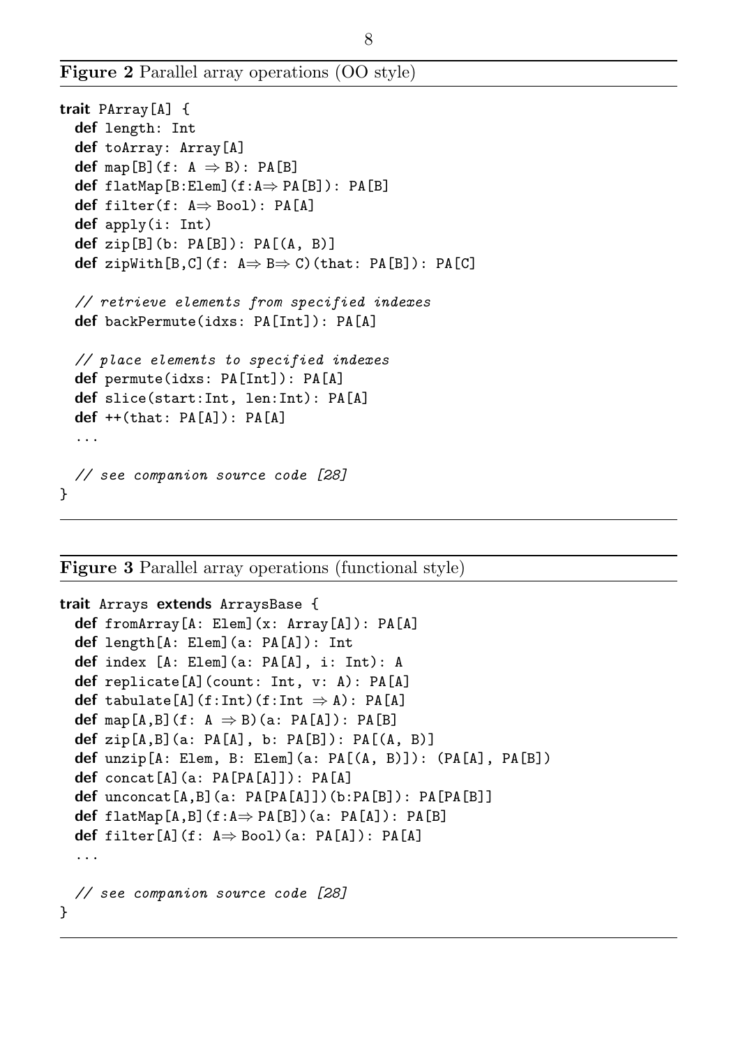**Figure 2** Parallel array operations (OO style)

```
trait PArray[A] {
  def length: Int
  def toArray: Array[A]
  def map[B](f: A ⇒ B): PA[B]
  def flatMap[B:Elem](f:A⇒ PA[B]): PA[B]
  def filter(f: A⇒ Bool): PA[A]
  def apply(i: Int)
  def zip[B](b: PA[B]): PA[(A, B)]
  def zipWith[B,C](f: A⇒ B⇒ C)(that: PA[B]): PA[C]

  // retrieve elements from specified indexes
  def backPermute(idxs: PA[Int]): PA[A]

  // place elements to specified indexes
  def permute(idxs: PA[Int]): PA[A]
  def slice(start:Int, len:Int): PA[A]
  def ++(that: PA[A]): PA[A]
  ...

  // see companion source code [28]
}
```

**Figure 3** Parallel array operations (functional style)

```
trait Arrays extends ArraysBase {
  def fromArray[A: Elem](x: Array[A]): PA[A]
  def length[A: Elem](a: PA[A]): Int
  def index [A: Elem](a: PA[A], i: Int): A
  def replicate[A](count: Int, v: A): PA[A]
  def tabulate[A](f:Int)(f:Int ⇒ A): PA[A]
  def map[A,B](f: A ⇒ B)(a: PA[A]): PA[B]
  def zip[A,B](a: PA[A], b: PA[B]): PA[(A, B)]
  def unzip[A: Elem, B: Elem](a: PA[(A, B)]): (PA[A], PA[B])
  def concat[A](a: PA[PA[A]]): PA[A]
  def unconcat[A,B](a: PA[PA[A]])(b:PA[B]): PA[PA[B]]
  def flatMap[A,B](f:A⇒ PA[B])(a: PA[A]): PA[B]
  def filter[A](f: A⇒ Bool)(a: PA[A]): PA[A]
  ...

  // see companion source code [28]
}
```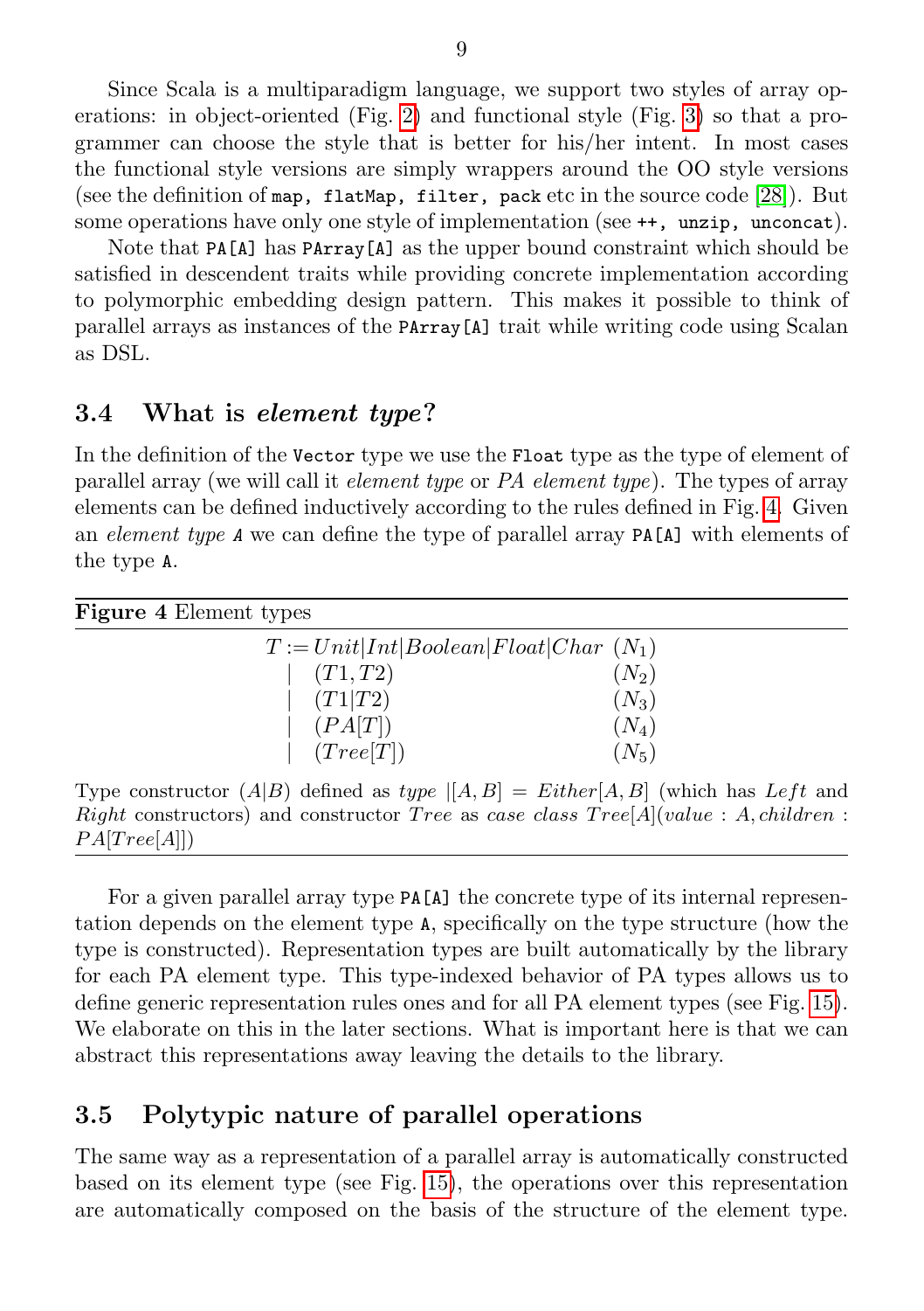Since Scala is a multiparadigm language, we support two styles of array operations: in object-oriented (Fig. 2) and functional style (Fig. 3) so that a programmer can choose the style that is better for his/her intent. In most cases the functional style versions are simply wrappers around the OO style versions (see the definition of `map, flatMap, filter, pack` etc in the source code [28]). But some operations have only one style of implementation (see `++, unzip, unconcat`).

Note that `PA[A]` has `PArray[A]` as the upper bound constraint which should be satisfied in descendent traits while providing concrete implementation according to polymorphic embedding design pattern. This makes it possible to think of parallel arrays as instances of the `PArray[A]` trait while writing code using Scalan as DSL.

## 3.4 What is *element type*?

In the definition of the `Vector` type we use the `Float` type as the type of element of parallel array (we will call it *element type* or *PA element type*). The types of array elements can be defined inductively according to the rules defined in Fig. 4. Given an *element type* `A` we can define the type of parallel array `PA[A]` with elements of the type `A`.

**Figure 4** Element types

$$
\begin{array}{lll}
T := & Unit|Int|Boolean|Float|Char & (N_1) \\
| & (T1, T2) & (N_2) \\
| & (T1|T2) & (N_3) \\
| & (PA[T]) & (N_4) \\
| & (Tree[T]) & (N_5)
\end{array}
$$

Type constructor $(A|B)$ defined as *type* $|[A, B] = Either[A, B]$ (which has *Left* and *Right* constructors) and constructor *Tree* as *case class* $Tree[A](value : A, children : PA[Tree[A]])$

For a given parallel array type `PA[A]` the concrete type of its internal representation depends on the element type `A`, specifically on the type structure (how the type is constructed). Representation types are built automatically by the library for each PA element type. This type-indexed behavior of PA types allows us to define generic representation rules ones and for all PA element types (see Fig. 15). We elaborate on this in the later sections. What is important here is that we can abstract this representations away leaving the details to the library.

## 3.5 Polytypic nature of parallel operations

The same way as a representation of a parallel array is automatically constructed based on its element type (see Fig. 15), the operations over this representation are automatically composed on the basis of the structure of the element type.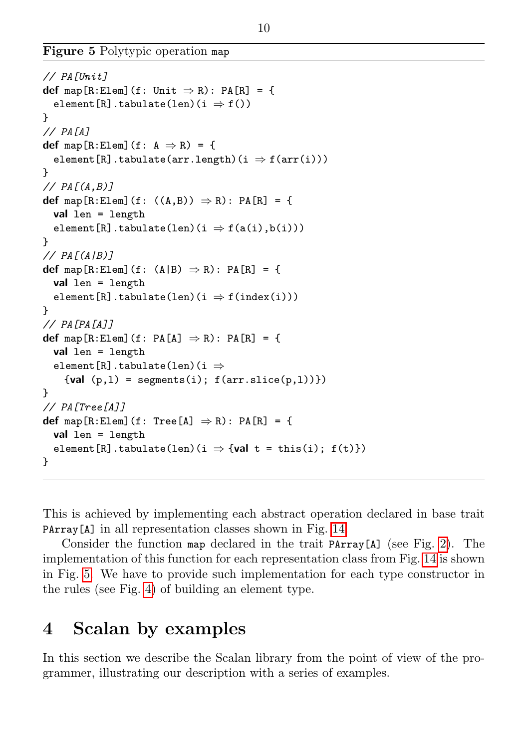**Figure 5** Polytypic operation `map`

```
// PA[Unit]
def map[R:Elem](f: Unit ⇒ R): PA[R] = {
  element[R].tabulate(len)(i ⇒ f())
}
// PA[A]
def map[R:Elem](f: A ⇒ R) = {
  element[R].tabulate(arr.length)(i ⇒ f(arr(i)))
}
// PA[(A,B)]
def map[R:Elem](f: ((A,B)) ⇒ R): PA[R] = {
  val len = length
  element[R].tabulate(len)(i ⇒ f(a(i),b(i)))
}
// PA[(A|B)]
def map[R:Elem](f: (A|B) ⇒ R): PA[R] = {
  val len = length
  element[R].tabulate(len)(i ⇒ f(index(i)))
}
// PA[PA[A]]
def map[R:Elem](f: PA[A] ⇒ R): PA[R] = {
  val len = length
  element[R].tabulate(len)(i ⇒
    {val (p,l) = segments(i); f(arr.slice(p,l))})
}
// PA[Tree[A]]
def map[R:Elem](f: Tree[A] ⇒ R): PA[R] = {
  val len = length
  element[R].tabulate(len)(i ⇒ {val t = this(i); f(t)})
}
```

This is achieved by implementing each abstract operation declared in base trait `PArray[A]` in all representation classes shown in Fig. 14.

Consider the function `map` declared in the trait `PArray[A]` (see Fig. 2). The implementation of this function for each representation class from Fig. 14 is shown in Fig. 5. We have to provide such implementation for each type constructor in the rules (see Fig. 4) of building an element type.

## 4 Scalan by examples

In this section we describe the Scalan library from the point of view of the programmer, illustrating our description with a series of examples.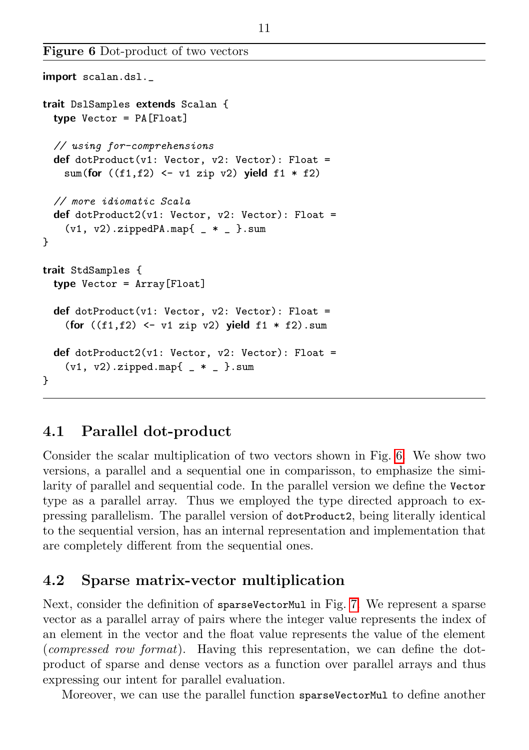**Figure 6** Dot-product of two vectors

```
import scalan.dsl._

trait DslSamples extends Scalan {
  type Vector = PA[Float]

  // using for-comprehensions
  def dotProduct(v1: Vector, v2: Vector): Float =
    sum(for ((f1,f2) <- v1 zip v2) yield f1 * f2)

  // more idiomatic Scala
  def dotProduct2(v1: Vector, v2: Vector): Float =
    (v1, v2).zippedPA.map{ _ * _ }.sum
}

trait StdSamples {
  type Vector = Array[Float]

  def dotProduct(v1: Vector, v2: Vector): Float =
    (for ((f1,f2) <- v1 zip v2) yield f1 * f2).sum

  def dotProduct2(v1: Vector, v2: Vector): Float =
    (v1, v2).zipped.map{ _ * _ }.sum
}
```

## 4.1 Parallel dot-product

Consider the scalar multiplication of two vectors shown in Fig. 6. We show two versions, a parallel and a sequential one in comparisson, to emphasize the similarity of parallel and sequential code. In the parallel version we define the `Vector` type as a parallel array. Thus we employed the type directed approach to expressing parallelism. The parallel version of `dotProduct2`, being literally identical to the sequential version, has an internal representation and implementation that are completely different from the sequential ones.

## 4.2 Sparse matrix-vector multiplication

Next, consider the definition of `sparseVectorMul` in Fig. 7. We represent a sparse vector as a parallel array of pairs where the integer value represents the index of an element in the vector and the float value represents the value of the element (*compressed row format*). Having this representation, we can define the dot-product of sparse and dense vectors as a function over parallel arrays and thus expressing our intent for parallel evaluation.

Moreover, we can use the parallel function `sparseVectorMul` to define another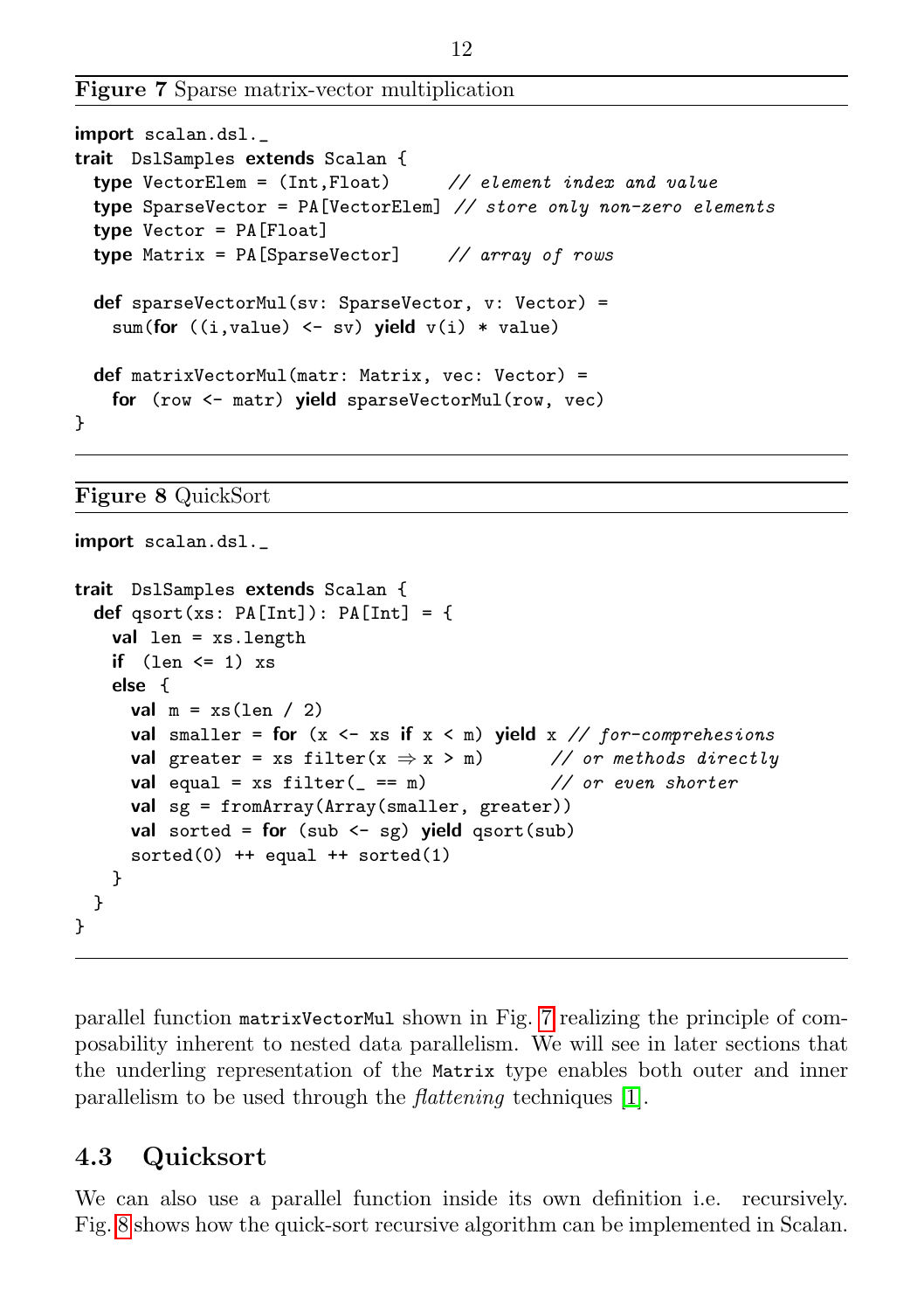**Figure 7** Sparse matrix-vector multiplication

```
import scalan.dsl._
trait DslSamples extends Scalan {
  type VectorElem = (Int,Float)     // element index and value
  type SparseVector = PA[VectorElem] // store only non-zero elements
  type Vector = PA[Float]
  type Matrix = PA[SparseVector]    // array of rows

  def sparseVectorMul(sv: SparseVector, v: Vector) =
    sum(for ((i,value) <- sv) yield v(i) * value)

  def matrixVectorMul(matr: Matrix, vec: Vector) =
    for (row <- matr) yield sparseVectorMul(row, vec)
}
```

**Figure 8** QuickSort

```
import scalan.dsl._

trait DslSamples extends Scalan {
  def qsort(xs: PA[Int]): PA[Int] = {
    val len = xs.length
    if (len <= 1) xs
    else {
      val m = xs(len / 2)
      val smaller = for (x <- xs if x < m) yield x // for-comprehesions
      val greater = xs filter(x => x > m)       // or methods directly
      val equal = xs filter(_ == m)             // or even shorter
      val sg = fromArray(Array(smaller, greater))
      val sorted = for (sub <- sg) yield qsort(sub)
      sorted(0) ++ equal ++ sorted(1)
    }
  }
}
```

parallel function `matrixVectorMul` shown in Fig. 7 realizing the principle of composability inherent to nested data parallelism. We will see in later sections that the underling representation of the `Matrix` type enables both outer and inner parallelism to be used through the *flattening* techniques [1].

## 4.3 Quicksort

We can also use a parallel function inside its own definition i.e. recursively. Fig. 8 shows how the quick-sort recursive algorithm can be implemented in Scalan.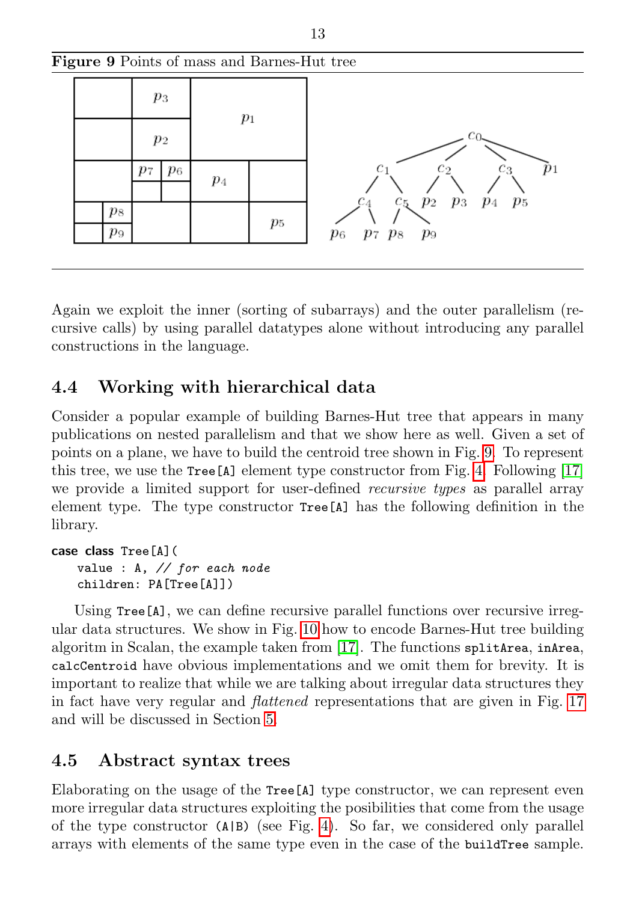**Figure 9** Points of mass and Barnes-Hut tree

Again we exploit the inner (sorting of subarrays) and the outer parallelism (recursive calls) by using parallel datatypes alone without introducing any parallel constructions in the language.

## 4.4 Working with hierarchical data

Consider a popular example of building Barnes-Hut tree that appears in many publications on nested parallelism and that we show here as well. Given a set of points on a plane, we have to build the centroid tree shown in Fig. 9. To represent this tree, we use the `Tree[A]` element type constructor from Fig. 4. Following [17] we provide a limited support for user-defined *recursive types* as parallel array element type. The type constructor `Tree[A]` has the following definition in the library.

```
case class Tree[A](
    value : A, // for each node
    children: PA[Tree[A]])
```

Using `Tree[A]`, we can define recursive parallel functions over recursive irregular data structures. We show in Fig. 10 how to encode Barnes-Hut tree building algoritm in Scalan, the example taken from [17]. The functions `splitArea`, `inArea`, `calcCentroid` have obvious implementations and we omit them for brevity. It is important to realize that while we are talking about irregular data structures they in fact have very regular and *flattened* representations that are given in Fig. 17 and will be discussed in Section 5.

## 4.5 Abstract syntax trees

Elaborating on the usage of the `Tree[A]` type constructor, we can represent even more irregular data structures exploiting the posibilities that come from the usage of the type constructor `(A|B)` (see Fig. 4). So far, we considered only parallel arrays with elements of the same type even in the case of the `buildTree` sample.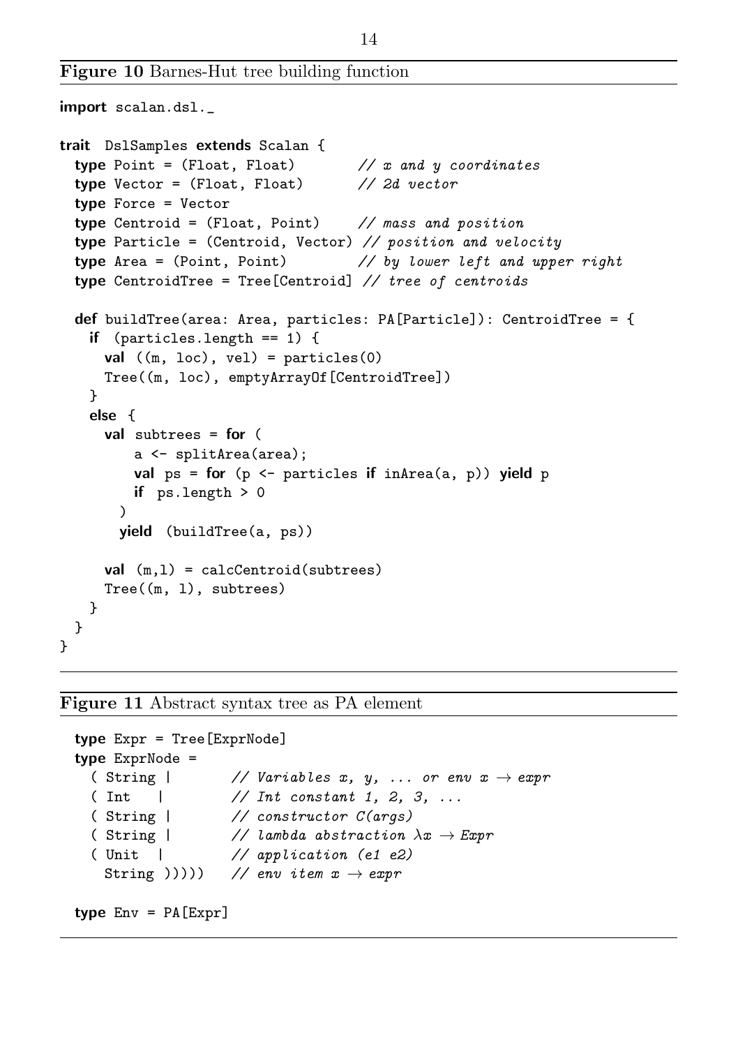**Figure 10** Barnes-Hut tree building function

```
import scalan.dsl._

trait DslSamples extends Scalan {
  type Point = (Float, Float)        // x and y coordinates
  type Vector = (Float, Float)       // 2d vector
  type Force = Vector
  type Centroid = (Float, Point)     // mass and position
  type Particle = (Centroid, Vector) // position and velocity
  type Area = (Point, Point)         // by lower left and upper right
  type CentroidTree = Tree[Centroid] // tree of centroids

  def buildTree(area: Area, particles: PA[Particle]): CentroidTree = {
    if (particles.length == 1) {
      val ((m, loc), vel) = particles(0)
      Tree((m, loc), emptyArrayOf[CentroidTree])
    }
    else {
      val subtrees = for (
          a <- splitArea(area);
          val ps = for (p <- particles if inArea(a, p)) yield p
          if ps.length > 0
        )
        yield (buildTree(a, ps))

      val (m,l) = calcCentroid(subtrees)
      Tree((m, l), subtrees)
    }
  }
}
```

**Figure 11** Abstract syntax tree as PA element

```
  type Expr = Tree[ExprNode]
  type ExprNode =
    ( String |       // Variables x, y, ... or env x → expr
    ( Int    |       // Int constant 1, 2, 3, ...
    ( String |       // constructor C(args)
    ( String |       // lambda abstraction λx → Expr
    ( Unit   |       // application (e1 e2)
      String )))))   // env item x → expr

  type Env = PA[Expr]
```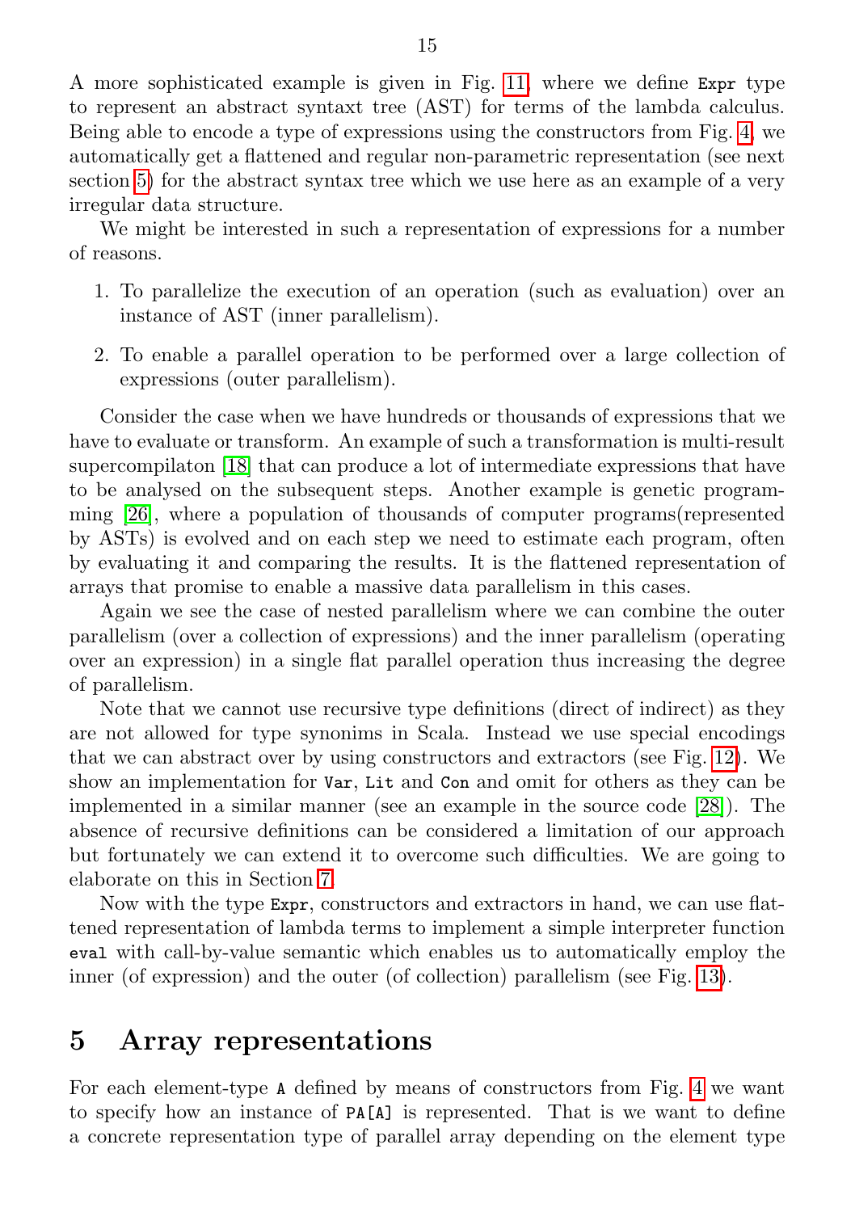A more sophisticated example is given in Fig. 11, where we define `Expr` type to represent an abstract syntaxt tree (AST) for terms of the lambda calculus. Being able to encode a type of expressions using the constructors from Fig. 4, we automatically get a flattened and regular non-parametric representation (see next section 5) for the abstract syntax tree which we use here as an example of a very irregular data structure.

We might be interested in such a representation of expressions for a number of reasons.

1. To parallelize the execution of an operation (such as evaluation) over an instance of AST (inner parallelism).
2. To enable a parallel operation to be performed over a large collection of expressions (outer parallelism).

Consider the case when we have hundreds or thousands of expressions that we have to evaluate or transform. An example of such a transformation is multi-result supercompilaton [18] that can produce a lot of intermediate expressions that have to be analysed on the subsequent steps. Another example is genetic programming [26], where a population of thousands of computer programs(represented by ASTs) is evolved and on each step we need to estimate each program, often by evaluating it and comparing the results. It is the flattened representation of arrays that promise to enable a massive data parallelism in this cases.

Again we see the case of nested parallelism where we can combine the outer parallelism (over a collection of expressions) and the inner parallelism (operating over an expression) in a single flat parallel operation thus increasing the degree of parallelism.

Note that we cannot use recursive type definitions (direct of indirect) as they are not allowed for type synonims in Scala. Instead we use special encodings that we can abstract over by using constructors and extractors (see Fig. 12). We show an implementation for `Var`, `Lit` and `Con` and omit for others as they can be implemented in a similar manner (see an example in the source code [28]). The absence of recursive definitions can be considered a limitation of our approach but fortunately we can extend it to overcome such difficulties. We are going to elaborate on this in Section 7.

Now with the type `Expr`, constructors and extractors in hand, we can use flattened representation of lambda terms to implement a simple interpreter function `eval` with call-by-value semantic which enables us to automatically employ the inner (of expression) and the outer (of collection) parallelism (see Fig. 13).

# 5 Array representations

For each element-type `A` defined by means of constructors from Fig. 4 we want to specify how an instance of `PA[A]` is represented. That is we want to define a concrete representation type of parallel array depending on the element type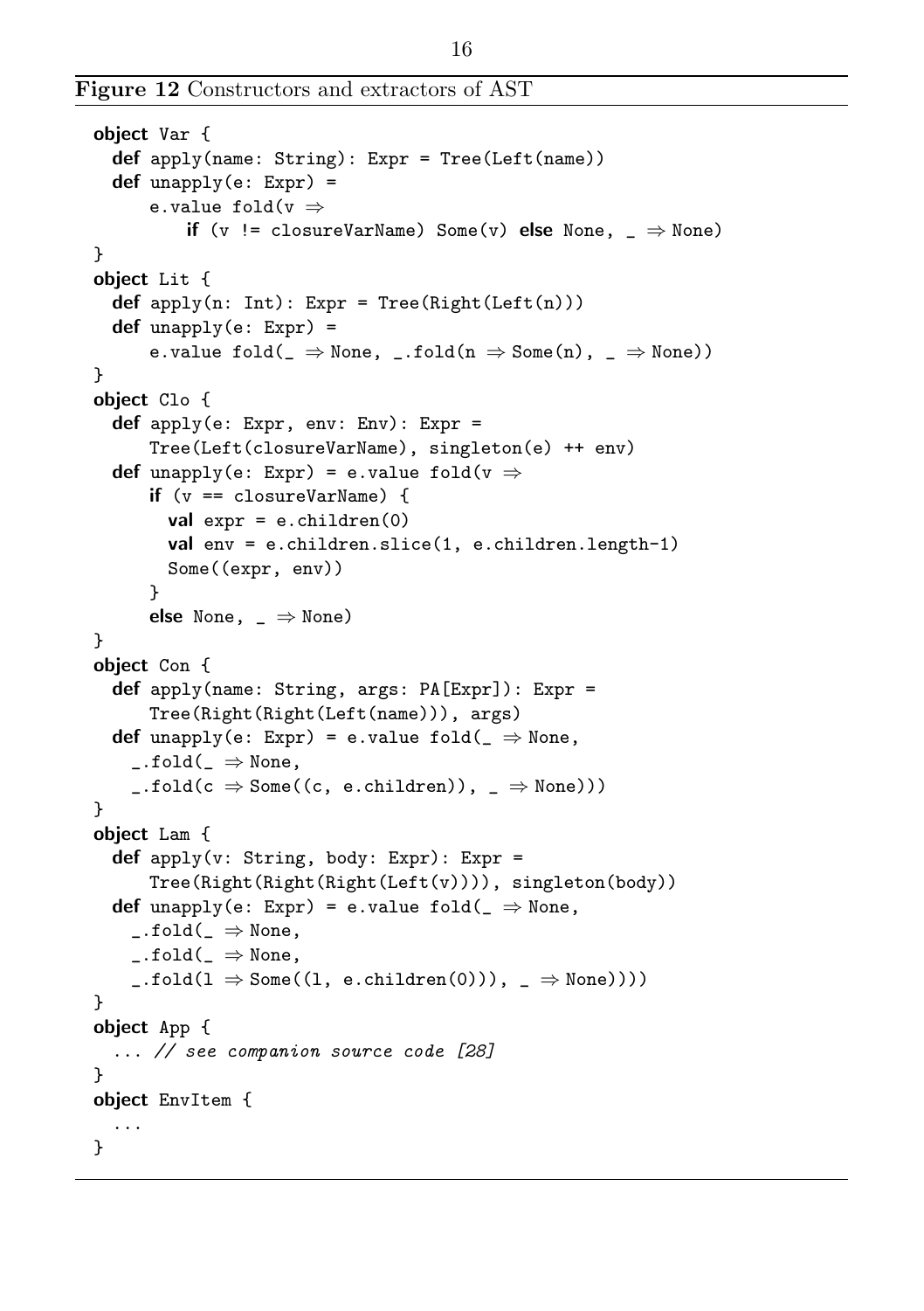**Figure 12** Constructors and extractors of AST

```
object Var {
  def apply(name: String): Expr = Tree(Left(name))
  def unapply(e: Expr) =
      e.value fold(v ⇒
          if (v != closureVarName) Some(v) else None, _ ⇒ None)
}
object Lit {
  def apply(n: Int): Expr = Tree(Right(Left(n)))
  def unapply(e: Expr) =
      e.value fold(_ ⇒ None, _.fold(n ⇒ Some(n), _ ⇒ None))
}
object Clo {
  def apply(e: Expr, env: Env): Expr =
      Tree(Left(closureVarName), singleton(e) ++ env)
  def unapply(e: Expr) = e.value fold(v ⇒
      if (v == closureVarName) {
        val expr = e.children(0)
        val env = e.children.slice(1, e.children.length-1)
        Some((expr, env))
      }
      else None, _ ⇒ None)
}
object Con {
  def apply(name: String, args: PA[Expr]): Expr =
      Tree(Right(Right(Left(name))), args)
  def unapply(e: Expr) = e.value fold(_ ⇒ None,
    _.fold(_ ⇒ None,
    _.fold(c ⇒ Some((c, e.children)), _ ⇒ None)))
}
object Lam {
  def apply(v: String, body: Expr): Expr =
      Tree(Right(Right(Right(Left(v)))), singleton(body))
  def unapply(e: Expr) = e.value fold(_ ⇒ None,
    _.fold(_ ⇒ None,
    _.fold(_ ⇒ None,
    _.fold(l ⇒ Some((l, e.children(0))), _ ⇒ None))))
}
object App {
  ... // see companion source code [28]
}
object EnvItem {
  ...
}
```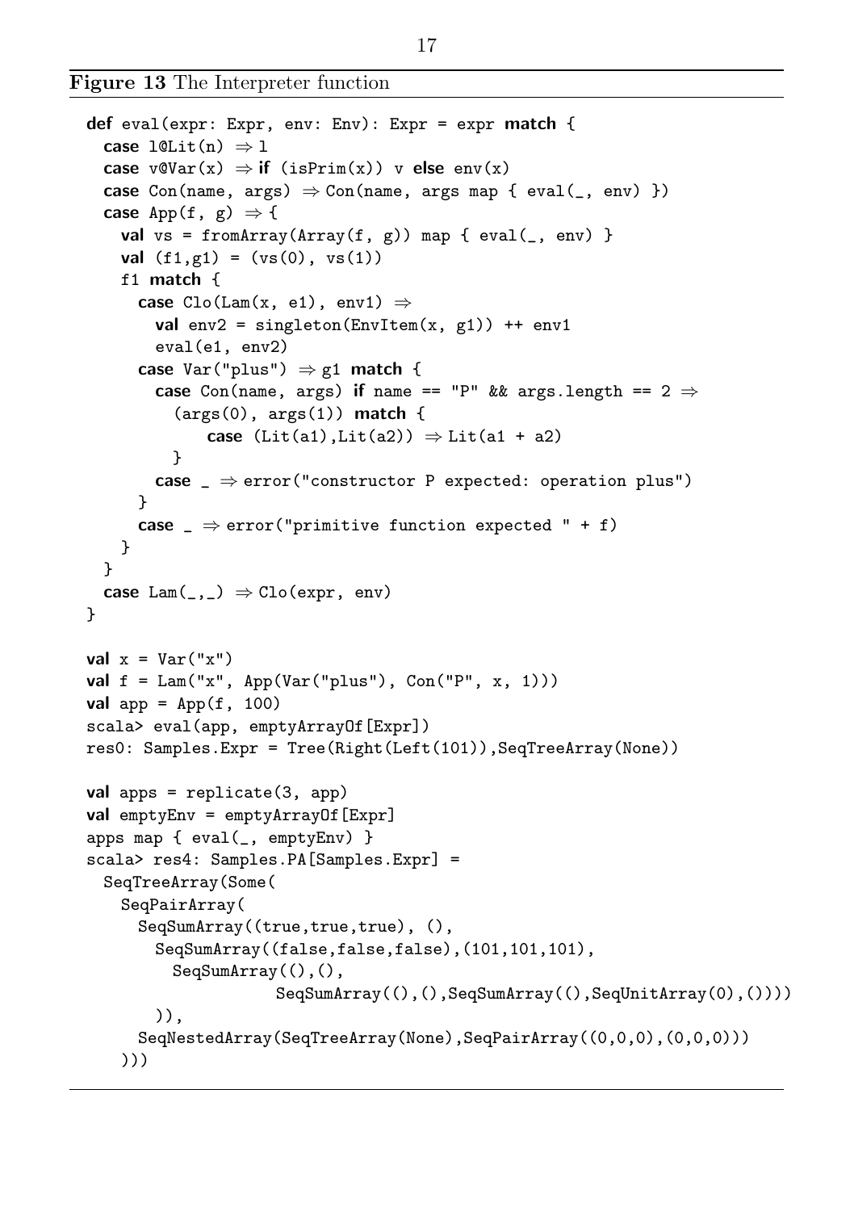**Figure 13** The Interpreter function

```
def eval(expr: Expr, env: Env): Expr = expr match {
  case l@Lit(n) ⇒ l
  case v@Var(x) ⇒ if (isPrim(x)) v else env(x)
  case Con(name, args) ⇒ Con(name, args map { eval(_, env) })
  case App(f, g) ⇒ {
    val vs = fromArray(Array(f, g)) map { eval(_, env) }
    val (f1,g1) = (vs(0), vs(1))
    f1 match {
      case Clo(Lam(x, e1), env1) ⇒
        val env2 = singleton(EnvItem(x, g1)) ++ env1
        eval(e1, env2)
      case Var("plus") ⇒ g1 match {
        case Con(name, args) if name == "P" && args.length == 2 ⇒
          (args(0), args(1)) match {
              case (Lit(a1),Lit(a2)) ⇒ Lit(a1 + a2)
          }
        case _ ⇒ error("constructor P expected: operation plus")
      }
      case _ ⇒ error("primitive function expected " + f)
    }
  }
  case Lam(_,_) ⇒ Clo(expr, env)
}

val x = Var("x")
val f = Lam("x", App(Var("plus"), Con("P", x, 1)))
val app = App(f, 100)
scala> eval(app, emptyArrayOf[Expr])
res0: Samples.Expr = Tree(Right(Left(101)),SeqTreeArray(None))

val apps = replicate(3, app)
val emptyEnv = emptyArrayOf[Expr]
apps map { eval(_, emptyEnv) }
scala> res4: Samples.PA[Samples.Expr] =
  SeqTreeArray(Some(
    SeqPairArray(
      SeqSumArray((true,true,true), (),
        SeqSumArray((false,false,false),(101,101,101),
          SeqSumArray((),(),
                  SeqSumArray((),(),SeqSumArray((),SeqUnitArray(0),()))))
        )),
      SeqNestedArray(SeqTreeArray(None),SeqPairArray((0,0,0),(0,0,0)))
    )))
```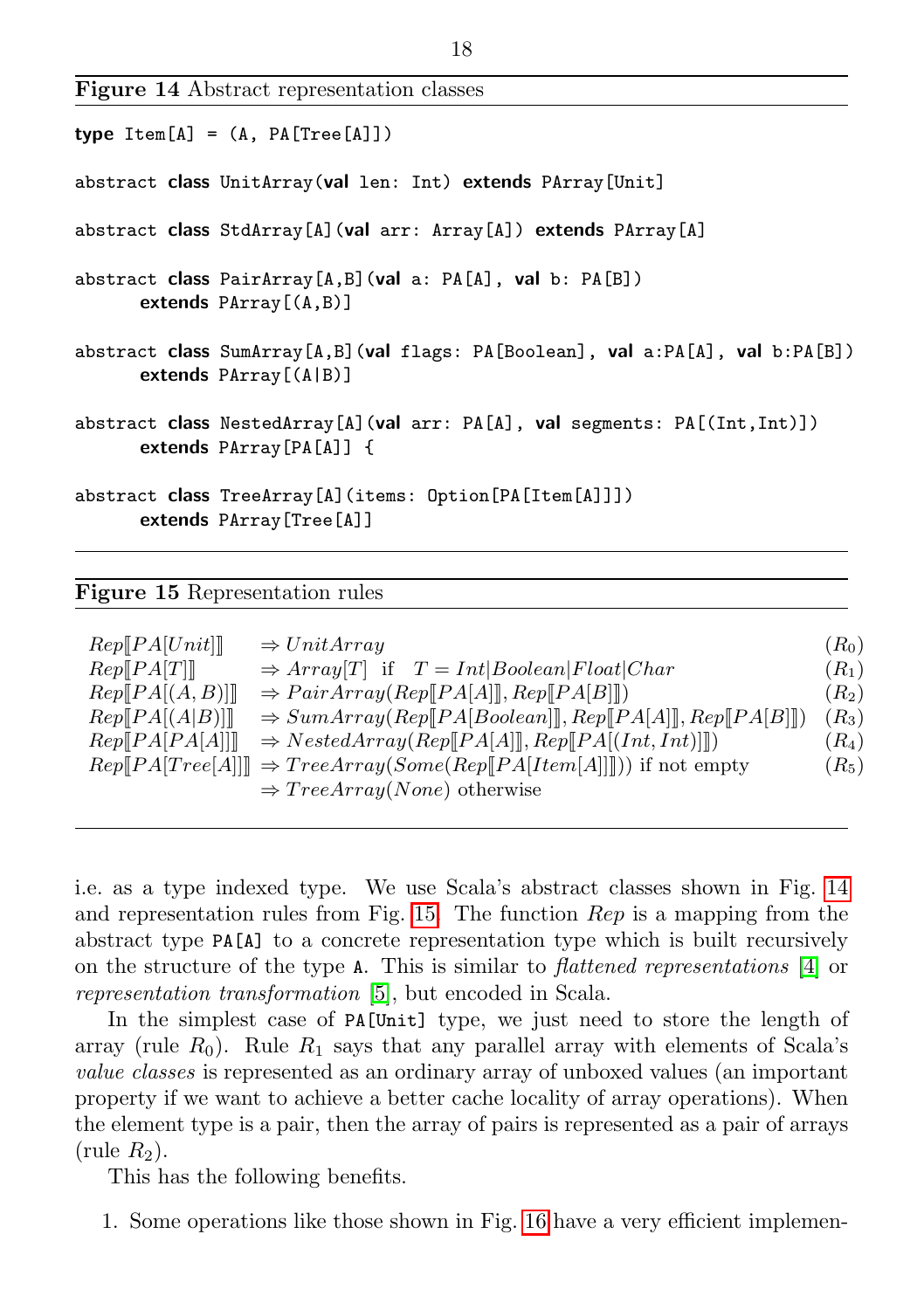**Figure 14** Abstract representation classes

```
type Item[A] = (A, PA[Tree[A]])

abstract class UnitArray(val len: Int) extends PArray[Unit]

abstract class StdArray[A](val arr: Array[A]) extends PArray[A]

abstract class PairArray[A,B](val a: PA[A], val b: PA[B])
      extends PArray[(A,B)]

abstract class SumArray[A,B](val flags: PA[Boolean], val a:PA[A], val b:PA[B])
      extends PArray[(A|B)]

abstract class NestedArray[A](val arr: PA[A], val segments: PA[(Int,Int)])
      extends PArray[PA[A]] {

abstract class TreeArray[A](items: Option[PA[Item[A]]])
      extends PArray[Tree[A]]
```

**Figure 15** Representation rules

$$
\begin{array}{lll}
Rep[\![PA[Unit]]\!] & \Rightarrow UnitArray & (R_0)\\
Rep[\![PA[T]]\!] & \Rightarrow Array[T] \text{ if } \ T = Int|Boolean|Float|Char & (R_1)\\
Rep[\![PA[(A,B)]]\!] & \Rightarrow PairArray(Rep[\![PA[A]]\!], Rep[\![PA[B]]\!]) & (R_2)\\
Rep[\![PA[(A|B)]]\!] & \Rightarrow SumArray(Rep[\![PA[Boolean]]\!], Rep[\![PA[A]]\!], Rep[\![PA[B]]\!]) & (R_3)\\
Rep[\![PA[PA[A]]]\!] & \Rightarrow NestedArray(Rep[\![PA[A]]\!], Rep[\![PA[(Int,Int)]]\!]) & (R_4)\\
Rep[\![PA[Tree[A]]]\!] & \Rightarrow TreeArray(Some(Rep[\![PA[Item[A]]]\!])) \text{ if not empty} & (R_5)\\
 & \Rightarrow TreeArray(None) \text{ otherwise} &
\end{array}
$$

i.e. as a type indexed type. We use Scala's abstract classes shown in Fig. 14 and representation rules from Fig. 15. The function *Rep* is a mapping from the abstract type `PA[A]` to a concrete representation type which is built recursively on the structure of the type `A`. This is similar to *flattened representations* [4] or *representation transformation* [5], but encoded in Scala.

In the simplest case of `PA[Unit]` type, we just need to store the length of array (rule $R_0$). Rule $R_1$ says that any parallel array with elements of Scala's *value classes* is represented as an ordinary array of unboxed values (an important property if we want to achieve a better cache locality of array operations). When the element type is a pair, then the array of pairs is represented as a pair of arrays (rule $R_2$).

This has the following benefits.

1. Some operations like those shown in Fig. 16 have a very efficient implemen-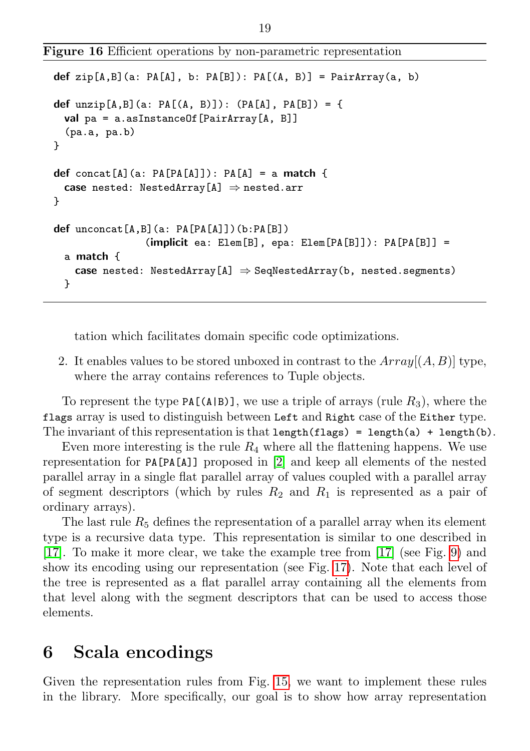**Figure 16** Efficient operations by non-parametric representation

```
def zip[A,B](a: PA[A], b: PA[B]): PA[(A, B)] = PairArray(a, b)

def unzip[A,B](a: PA[(A, B)]): (PA[A], PA[B]) = {
  val pa = a.asInstanceOf[PairArray[A, B]]
  (pa.a, pa.b)
}

def concat[A](a: PA[PA[A]]): PA[A] = a match {
  case nested: NestedArray[A] ⇒ nested.arr
}

def unconcat[A,B](a: PA[PA[A]])(b:PA[B])
                 (implicit ea: Elem[B], epa: Elem[PA[B]]): PA[PA[B]] =
  a match {
    case nested: NestedArray[A] ⇒ SeqNestedArray(b, nested.segments)
  }
```

tation which facilitates domain specific code optimizations.

2. It enables values to be stored unboxed in contrast to the $Array[(A, B)]$ type, where the array contains references to Tuple objects.

To represent the type `PA[(A|B)]`, we use a triple of arrays (rule $R_3$), where the `flags` array is used to distinguish between `Left` and `Right` case of the `Either` type. The invariant of this representation is that `length(flags) = length(a) + length(b)`.

Even more interesting is the rule $R_4$ where all the flattening happens. We use representation for `PA[PA[A]]` proposed in [2] and keep all elements of the nested parallel array in a single flat parallel array of values coupled with a parallel array of segment descriptors (which by rules $R_2$ and $R_1$ is represented as a pair of ordinary arrays).

The last rule $R_5$ defines the representation of a parallel array when its element type is a recursive data type. This representation is similar to one described in [17]. To make it more clear, we take the example tree from [17] (see Fig. 9) and show its encoding using our representation (see Fig. 17). Note that each level of the tree is represented as a flat parallel array containing all the elements from that level along with the segment descriptors that can be used to access those elements.

## 6 Scala encodings

Given the representation rules from Fig. 15, we want to implement these rules in the library. More specifically, our goal is to show how array representation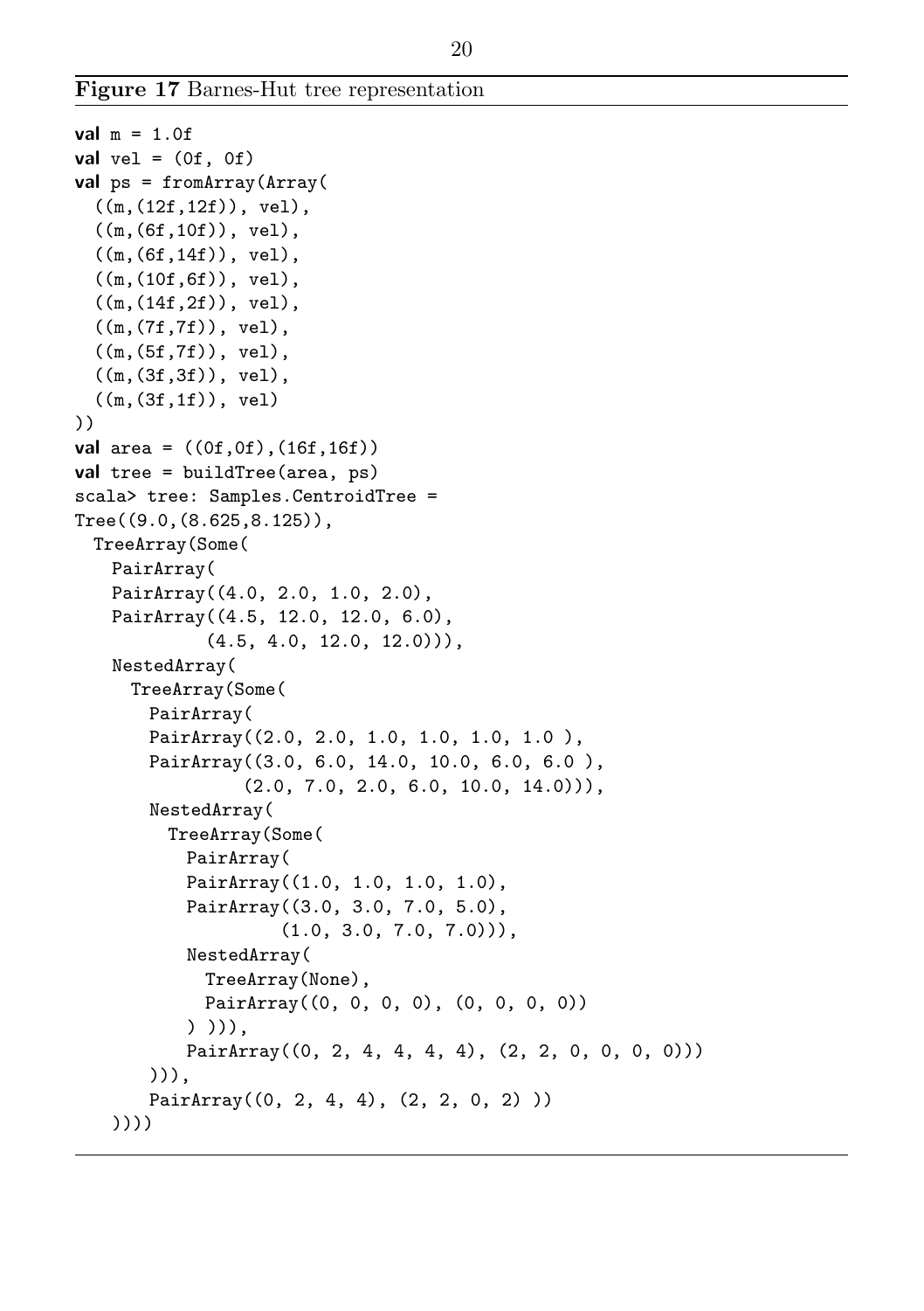**Figure 17** Barnes-Hut tree representation

```
val m = 1.0f
val vel = (0f, 0f)
val ps = fromArray(Array(
  ((m,(12f,12f)), vel),
  ((m,(6f,10f)), vel),
  ((m,(6f,14f)), vel),
  ((m,(10f,6f)), vel),
  ((m,(14f,2f)), vel),
  ((m,(7f,7f)), vel),
  ((m,(5f,7f)), vel),
  ((m,(3f,3f)), vel),
  ((m,(3f,1f)), vel)
))
val area = ((0f,0f),(16f,16f))
val tree = buildTree(area, ps)
scala> tree: Samples.CentroidTree =
Tree((9.0,(8.625,8.125)),
  TreeArray(Some(
    PairArray(
    PairArray((4.0, 2.0, 1.0, 2.0),
    PairArray((4.5, 12.0, 12.0, 6.0),
              (4.5, 4.0, 12.0, 12.0))),
    NestedArray(
      TreeArray(Some(
        PairArray(
        PairArray((2.0, 2.0, 1.0, 1.0, 1.0, 1.0 ),
        PairArray((3.0, 6.0, 14.0, 10.0, 6.0, 6.0 ),
                  (2.0, 7.0, 2.0, 6.0, 10.0, 14.0))),
        NestedArray(
          TreeArray(Some(
            PairArray(
            PairArray((1.0, 1.0, 1.0, 1.0),
            PairArray((3.0, 3.0, 7.0, 5.0),
                      (1.0, 3.0, 7.0, 7.0))),
            NestedArray(
              TreeArray(None),
              PairArray((0, 0, 0, 0), (0, 0, 0, 0))
            ) ))),
            PairArray((0, 2, 4, 4, 4, 4), (2, 2, 0, 0, 0, 0)))
        ))),
        PairArray((0, 2, 4, 4), (2, 2, 0, 2) ))
    ))))
```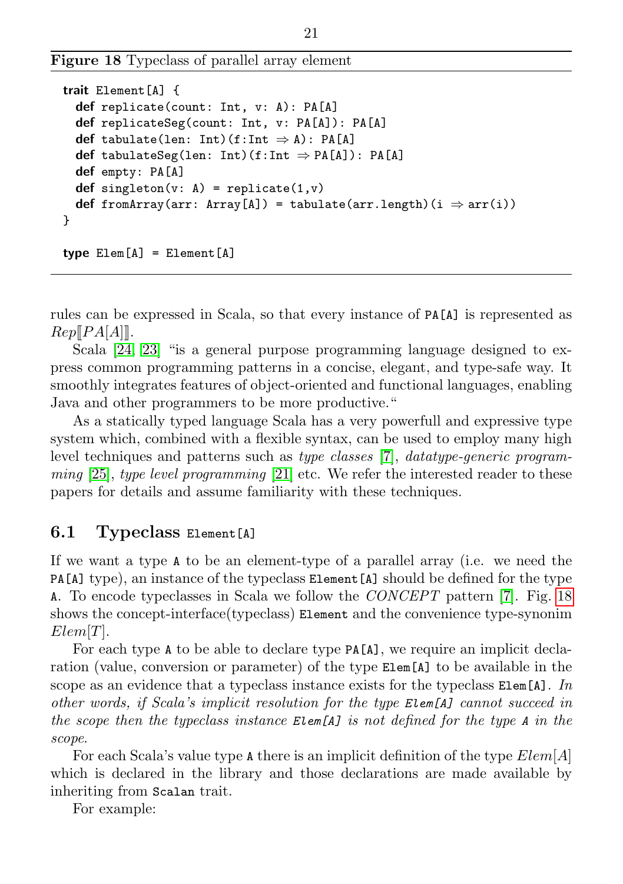**Figure 18** Typeclass of parallel array element

```
trait Element[A] {
  def replicate(count: Int, v: A): PA[A]
  def replicateSeg(count: Int, v: PA[A]): PA[A]
  def tabulate(len: Int)(f:Int ⇒ A): PA[A]
  def tabulateSeg(len: Int)(f:Int ⇒ PA[A]): PA[A]
  def empty: PA[A]
  def singleton(v: A) = replicate(1,v)
  def fromArray(arr: Array[A]) = tabulate(arr.length)(i ⇒ arr(i))
}

type Elem[A] = Element[A]
```

rules can be expressed in Scala, so that every instance of `PA[A]` is represented as $Rep[\![PA[A]]\!]$.

Scala [24, 23] "is a general purpose programming language designed to express common programming patterns in a concise, elegant, and type-safe way. It smoothly integrates features of object-oriented and functional languages, enabling Java and other programmers to be more productive."

As a statically typed language Scala has a very powerfull and expressive type system which, combined with a flexible syntax, can be used to employ many high level techniques and patterns such as *type classes* [7], *datatype-generic programming* [25], *type level programming* [21] etc. We refer the interested reader to these papers for details and assume familiarity with these techniques.

## 6.1 Typeclass `Element[A]`

If we want a type `A` to be an element-type of a parallel array (i.e. we need the `PA[A]` type), an instance of the typeclass `Element[A]` should be defined for the type `A`. To encode typeclasses in Scala we follow the *CONCEPT* pattern [7]. Fig. 18 shows the concept-interface(typeclass) `Element` and the convenience type-synonim $Elem[T]$.

For each type `A` to be able to declare type `PA[A]`, we require an implicit declaration (value, conversion or parameter) of the type `Elem[A]` to be available in the scope as an evidence that a typeclass instance exists for the typeclass `Elem[A]`. *In other words, if Scala's implicit resolution for the type `Elem[A]` cannot succeed in the scope then the typeclass instance `Elem[A]` is not defined for the type `A` in the scope.*

For each Scala's value type `A` there is an implicit definition of the type $Elem[A]$ which is declared in the library and those declarations are made available by inheriting from `Scalan` trait.

For example: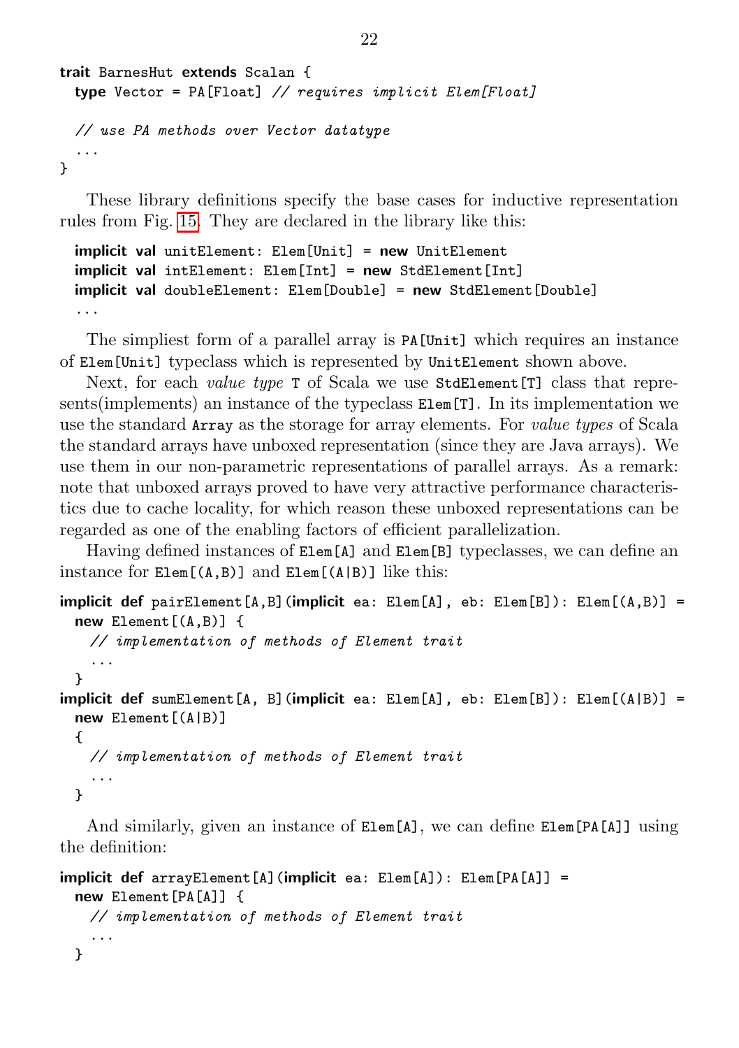```scala
trait BarnesHut extends Scalan {
  type Vector = PA[Float] // requires implicit Elem[Float]

  // use PA methods over Vector datatype
  ...
}
```

These library definitions specify the base cases for inductive representation rules from Fig. 15. They are declared in the library like this:

```scala
implicit val unitElement: Elem[Unit] = new UnitElement
implicit val intElement: Elem[Int] = new StdElement[Int]
implicit val doubleElement: Elem[Double] = new StdElement[Double]
...
```

The simpliest form of a parallel array is `PA[Unit]` which requires an instance of `Elem[Unit]` typeclass which is represented by `UnitElement` shown above.

Next, for each *value type* `T` of Scala we use `StdElement[T]` class that represents(implements) an instance of the typeclass `Elem[T]`. In its implementation we use the standard `Array` as the storage for array elements. For *value types* of Scala the standard arrays have unboxed representation (since they are Java arrays). We use them in our non-parametric representations of parallel arrays. As a remark: note that unboxed arrays proved to have very attractive performance characteristics due to cache locality, for which reason these unboxed representations can be regarded as one of the enabling factors of efficient parallelization.

Having defined instances of `Elem[A]` and `Elem[B]` typeclasses, we can define an instance for `Elem[(A,B)]` and `Elem[(A|B)]` like this:

```scala
implicit def pairElement[A,B](implicit ea: Elem[A], eb: Elem[B]): Elem[(A,B)] =
  new Element[(A,B)] {
    // implementation of methods of Element trait
    ...
  }
implicit def sumElement[A, B](implicit ea: Elem[A], eb: Elem[B]): Elem[(A|B)] =
  new Element[(A|B)]
  {
    // implementation of methods of Element trait
    ...
  }
```

And similarly, given an instance of `Elem[A]`, we can define `Elem[PA[A]]` using the definition:

```scala
implicit def arrayElement[A](implicit ea: Elem[A]): Elem[PA[A]] =
  new Element[PA[A]] {
    // implementation of methods of Element trait
    ...
  }
```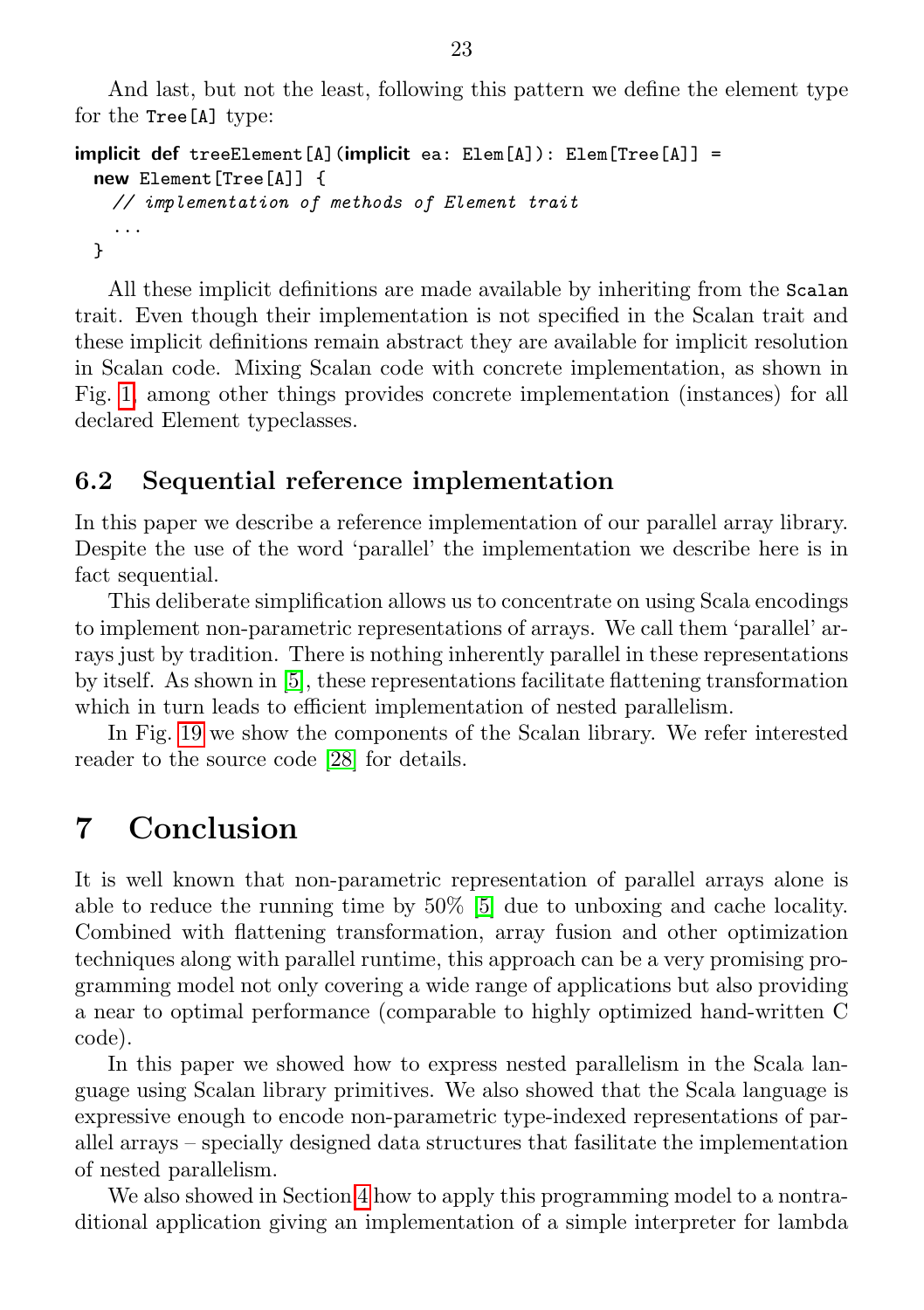And last, but not the least, following this pattern we define the element type for the `Tree[A]` type:

```
implicit def treeElement[A](implicit ea: Elem[A]): Elem[Tree[A]] =
  new Element[Tree[A]] {
    // implementation of methods of Element trait
    ...
  }
```

All these implicit definitions are made available by inheriting from the `Scalan` trait. Even though their implementation is not specified in the Scalan trait and these implicit definitions remain abstract they are available for implicit resolution in Scalan code. Mixing Scalan code with concrete implementation, as shown in Fig. 1, among other things provides concrete implementation (instances) for all declared Element typeclasses.

### 6.2 Sequential reference implementation

In this paper we describe a reference implementation of our parallel array library. Despite the use of the word 'parallel' the implementation we describe here is in fact sequential.

This deliberate simplification allows us to concentrate on using Scala encodings to implement non-parametric representations of arrays. We call them 'parallel' arrays just by tradition. There is nothing inherently parallel in these representations by itself. As shown in [5], these representations facilitate flattening transformation which in turn leads to efficient implementation of nested parallelism.

In Fig. 19 we show the components of the Scalan library. We refer interested reader to the source code [28] for details.

## 7 Conclusion

It is well known that non-parametric representation of parallel arrays alone is able to reduce the running time by 50% [5] due to unboxing and cache locality. Combined with flattening transformation, array fusion and other optimization techniques along with parallel runtime, this approach can be a very promising programming model not only covering a wide range of applications but also providing a near to optimal performance (comparable to highly optimized hand-written C code).

In this paper we showed how to express nested parallelism in the Scala language using Scalan library primitives. We also showed that the Scala language is expressive enough to encode non-parametric type-indexed representations of parallel arrays – specially designed data structures that fasilitate the implementation of nested parallelism.

We also showed in Section 4 how to apply this programming model to a nontraditional application giving an implementation of a simple interpreter for lambda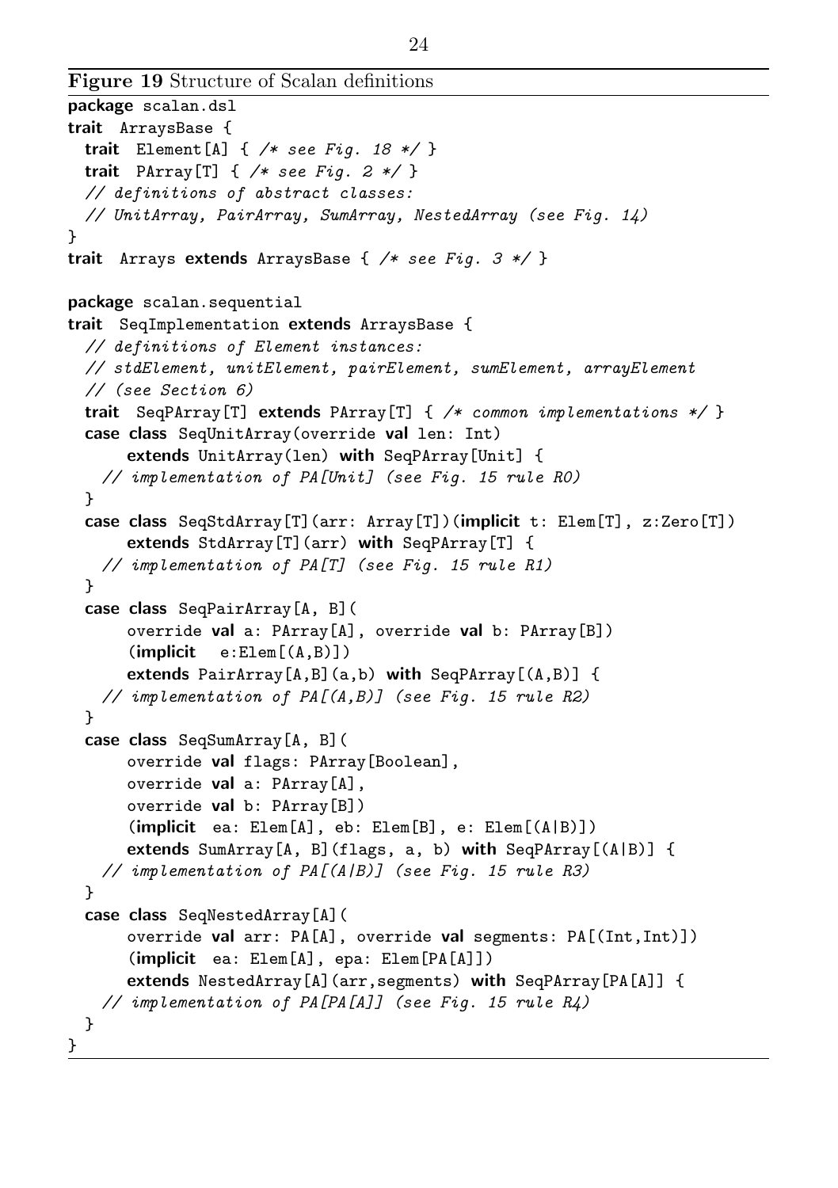**Figure 19** Structure of Scalan definitions

```
package scalan.dsl
trait  ArraysBase {
  trait  Element[A] { /* see Fig. 18 */ }
  trait  PArray[T] { /* see Fig. 2 */ }
  // definitions of abstract classes:
  // UnitArray, PairArray, SumArray, NestedArray (see Fig. 14)
}
trait  Arrays extends ArraysBase { /* see Fig. 3 */ }

package scalan.sequential
trait  SeqImplementation extends ArraysBase {
  // definitions of Element instances:
  // stdElement, unitElement, pairElement, sumElement, arrayElement
  // (see Section 6)
  trait  SeqPArray[T] extends PArray[T] { /* common implementations */ }
  case class SeqUnitArray(override val len: Int)
       extends UnitArray(len) with SeqPArray[Unit] {
    // implementation of PA[Unit] (see Fig. 15 rule R0)
  }
  case class SeqStdArray[T](arr: Array[T])(implicit t: Elem[T], z:Zero[T])
       extends StdArray[T](arr) with SeqPArray[T] {
    // implementation of PA[T] (see Fig. 15 rule R1)
  }
  case class SeqPairArray[A, B](
       override val a: PArray[A], override val b: PArray[B])
       (implicit   e:Elem[(A,B)])
       extends PairArray[A,B](a,b) with SeqPArray[(A,B)] {
    // implementation of PA[(A,B)] (see Fig. 15 rule R2)
  }
  case class SeqSumArray[A, B](
       override val flags: PArray[Boolean],
       override val a: PArray[A],
       override val b: PArray[B])
       (implicit  ea: Elem[A], eb: Elem[B], e: Elem[(A|B)])
       extends SumArray[A, B](flags, a, b) with SeqPArray[(A|B)] {
    // implementation of PA[(A|B)] (see Fig. 15 rule R3)
  }
  case class SeqNestedArray[A](
       override val arr: PA[A], override val segments: PA[(Int,Int)])
       (implicit  ea: Elem[A], epa: Elem[PA[A]])
       extends NestedArray[A](arr,segments) with SeqPArray[PA[A]] {
    // implementation of PA[PA[A]] (see Fig. 15 rule R4)
  }
}
```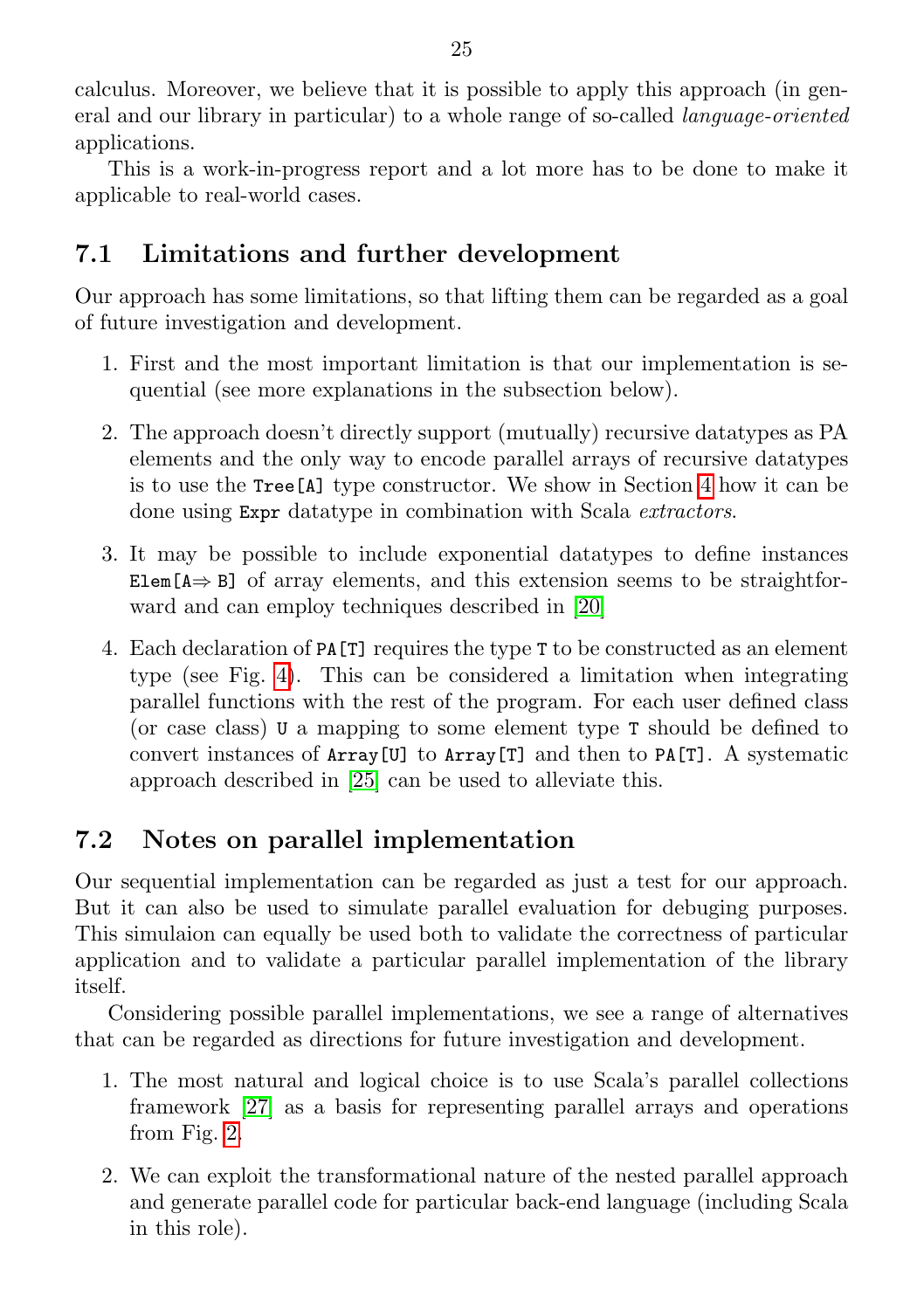calculus. Moreover, we believe that it is possible to apply this approach (in general and our library in particular) to a whole range of so-called *language-oriented* applications.

This is a work-in-progress report and a lot more has to be done to make it applicable to real-world cases.

## 7.1 Limitations and further development

Our approach has some limitations, so that lifting them can be regarded as a goal of future investigation and development.

1. First and the most important limitation is that our implementation is sequential (see more explanations in the subsection below).

2. The approach doesn't directly support (mutually) recursive datatypes as PA elements and the only way to encode parallel arrays of recursive datatypes is to use the `Tree[A]` type constructor. We show in Section 4 how it can be done using `Expr` datatype in combination with Scala *extractors*.

3. It may be possible to include exponential datatypes to define instances `Elem[A⇒ B]` of array elements, and this extension seems to be straightforward and can employ techniques described in [20]

4. Each declaration of `PA[T]` requires the type `T` to be constructed as an element type (see Fig. 4). This can be considered a limitation when integrating parallel functions with the rest of the program. For each user defined class (or case class) `U` a mapping to some element type `T` should be defined to convert instances of `Array[U]` to `Array[T]` and then to `PA[T]`. A systematic approach described in [25] can be used to alleviate this.

## 7.2 Notes on parallel implementation

Our sequential implementation can be regarded as just a test for our approach. But it can also be used to simulate parallel evaluation for debuging purposes. This simulaion can equally be used both to validate the correctness of particular application and to validate a particular parallel implementation of the library itself.

Considering possible parallel implementations, we see a range of alternatives that can be regarded as directions for future investigation and development.

1. The most natural and logical choice is to use Scala's parallel collections framework [27] as a basis for representing parallel arrays and operations from Fig. 2.

2. We can exploit the transformational nature of the nested parallel approach and generate parallel code for particular back-end language (including Scala in this role).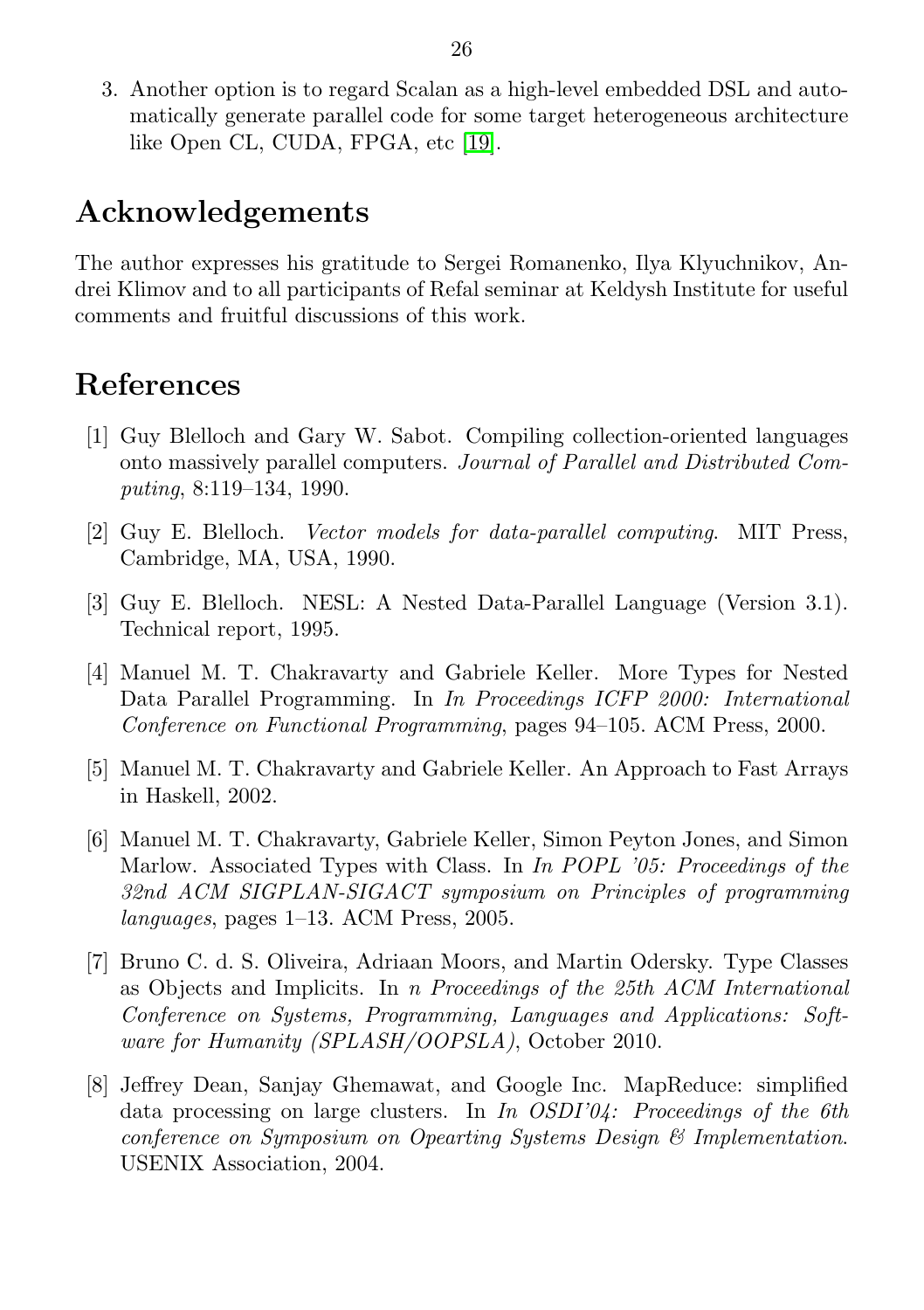3. Another option is to regard Scalan as a high-level embedded DSL and automatically generate parallel code for some target heterogeneous architecture like Open CL, CUDA, FPGA, etc [19].

## Acknowledgements

The author expresses his gratitude to Sergei Romanenko, Ilya Klyuchnikov, Andrei Klimov and to all participants of Refal seminar at Keldysh Institute for useful comments and fruitful discussions of this work.

## References

[1] Guy Blelloch and Gary W. Sabot. Compiling collection-oriented languages onto massively parallel computers. *Journal of Parallel and Distributed Computing*, 8:119–134, 1990.

[2] Guy E. Blelloch. *Vector models for data-parallel computing*. MIT Press, Cambridge, MA, USA, 1990.

[3] Guy E. Blelloch. NESL: A Nested Data-Parallel Language (Version 3.1). Technical report, 1995.

[4] Manuel M. T. Chakravarty and Gabriele Keller. More Types for Nested Data Parallel Programming. In *In Proceedings ICFP 2000: International Conference on Functional Programming*, pages 94–105. ACM Press, 2000.

[5] Manuel M. T. Chakravarty and Gabriele Keller. An Approach to Fast Arrays in Haskell, 2002.

[6] Manuel M. T. Chakravarty, Gabriele Keller, Simon Peyton Jones, and Simon Marlow. Associated Types with Class. In *In POPL '05: Proceedings of the 32nd ACM SIGPLAN-SIGACT symposium on Principles of programming languages*, pages 1–13. ACM Press, 2005.

[7] Bruno C. d. S. Oliveira, Adriaan Moors, and Martin Odersky. Type Classes as Objects and Implicits. In *n Proceedings of the 25th ACM International Conference on Systems, Programming, Languages and Applications: Software for Humanity (SPLASH/OOPSLA)*, October 2010.

[8] Jeffrey Dean, Sanjay Ghemawat, and Google Inc. MapReduce: simplified data processing on large clusters. In *In OSDI'04: Proceedings of the 6th conference on Symposium on Opearting Systems Design & Implementation*. USENIX Association, 2004.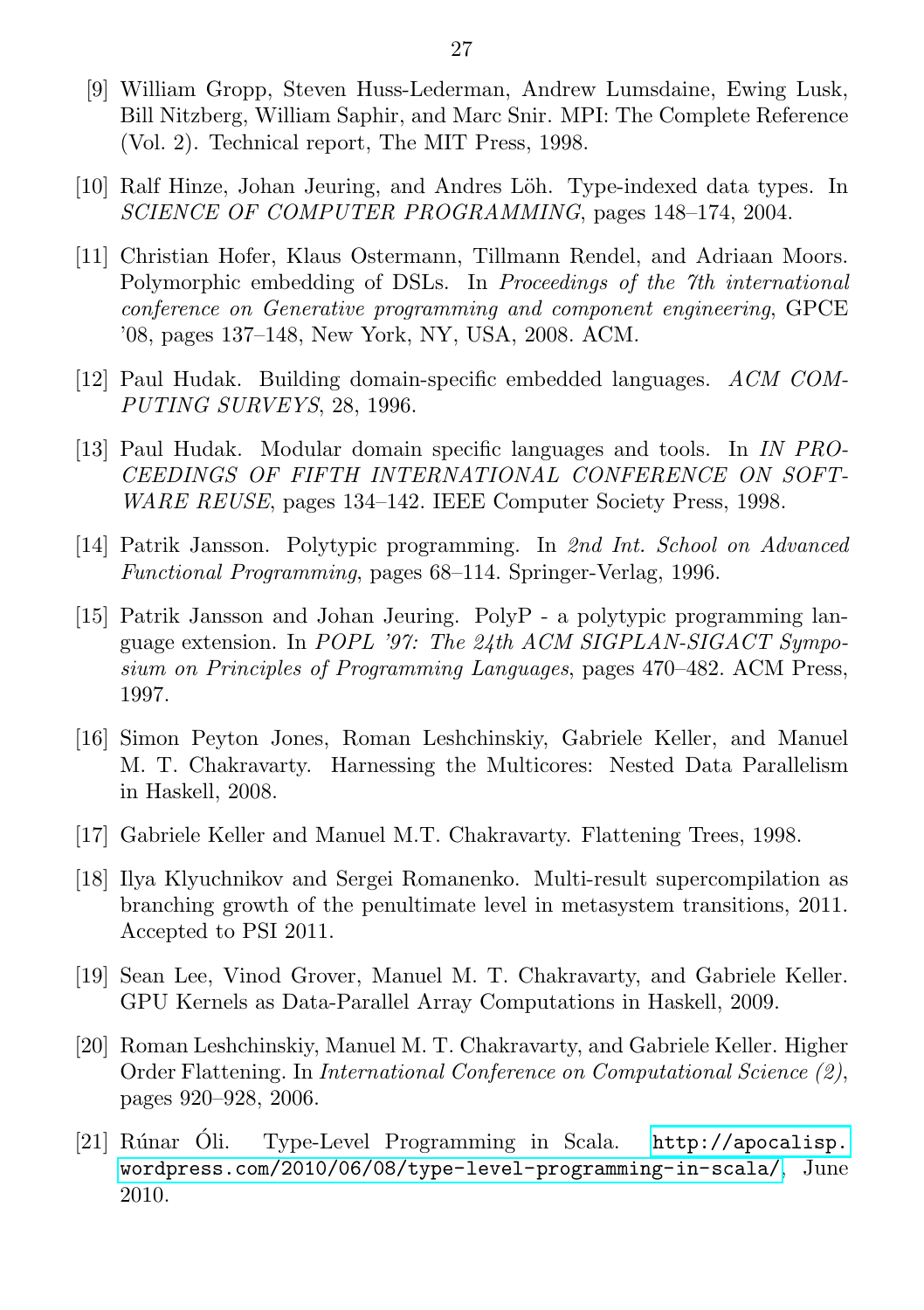[9] William Gropp, Steven Huss-Lederman, Andrew Lumsdaine, Ewing Lusk, Bill Nitzberg, William Saphir, and Marc Snir. MPI: The Complete Reference (Vol. 2). Technical report, The MIT Press, 1998.

[10] Ralf Hinze, Johan Jeuring, and Andres Löh. Type-indexed data types. In *SCIENCE OF COMPUTER PROGRAMMING*, pages 148–174, 2004.

[11] Christian Hofer, Klaus Ostermann, Tillmann Rendel, and Adriaan Moors. Polymorphic embedding of DSLs. In *Proceedings of the 7th international conference on Generative programming and component engineering*, GPCE '08, pages 137–148, New York, NY, USA, 2008. ACM.

[12] Paul Hudak. Building domain-specific embedded languages. *ACM COMPUTING SURVEYS*, 28, 1996.

[13] Paul Hudak. Modular domain specific languages and tools. In *IN PROCEEDINGS OF FIFTH INTERNATIONAL CONFERENCE ON SOFTWARE REUSE*, pages 134–142. IEEE Computer Society Press, 1998.

[14] Patrik Jansson. Polytypic programming. In *2nd Int. School on Advanced Functional Programming*, pages 68–114. Springer-Verlag, 1996.

[15] Patrik Jansson and Johan Jeuring. PolyP - a polytypic programming language extension. In *POPL '97: The 24th ACM SIGPLAN-SIGACT Symposium on Principles of Programming Languages*, pages 470–482. ACM Press, 1997.

[16] Simon Peyton Jones, Roman Leshchinskiy, Gabriele Keller, and Manuel M. T. Chakravarty. Harnessing the Multicores: Nested Data Parallelism in Haskell, 2008.

[17] Gabriele Keller and Manuel M.T. Chakravarty. Flattening Trees, 1998.

[18] Ilya Klyuchnikov and Sergei Romanenko. Multi-result supercompilation as branching growth of the penultimate level in metasystem transitions, 2011. Accepted to PSI 2011.

[19] Sean Lee, Vinod Grover, Manuel M. T. Chakravarty, and Gabriele Keller. GPU Kernels as Data-Parallel Array Computations in Haskell, 2009.

[20] Roman Leshchinskiy, Manuel M. T. Chakravarty, and Gabriele Keller. Higher Order Flattening. In *International Conference on Computational Science (2)*, pages 920–928, 2006.

[21] Rúnar Óli. Type-Level Programming in Scala. `http://apocalisp.wordpress.com/2010/06/08/type-level-programming-in-scala/`, June 2010.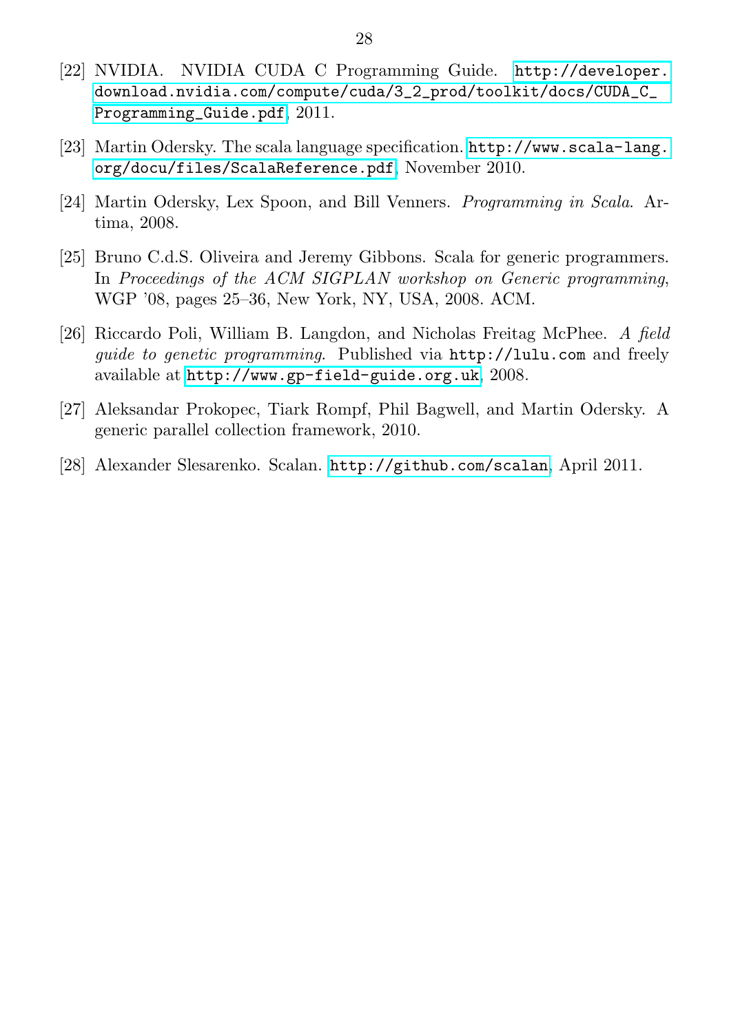[22] NVIDIA. NVIDIA CUDA C Programming Guide. http://developer.download.nvidia.com/compute/cuda/3_2_prod/toolkit/docs/CUDA_C_Programming_Guide.pdf, 2011.

[23] Martin Odersky. The scala language specification. http://www.scala-lang.org/docu/files/ScalaReference.pdf, November 2010.

[24] Martin Odersky, Lex Spoon, and Bill Venners. *Programming in Scala*. Artima, 2008.

[25] Bruno C.d.S. Oliveira and Jeremy Gibbons. Scala for generic programmers. In *Proceedings of the ACM SIGPLAN workshop on Generic programming*, WGP '08, pages 25–36, New York, NY, USA, 2008. ACM.

[26] Riccardo Poli, William B. Langdon, and Nicholas Freitag McPhee. *A field guide to genetic programming*. Published via http://lulu.com and freely available at http://www.gp-field-guide.org.uk, 2008.

[27] Aleksandar Prokopec, Tiark Rompf, Phil Bagwell, and Martin Odersky. A generic parallel collection framework, 2010.

[28] Alexander Slesarenko. Scalan. http://github.com/scalan, April 2011.